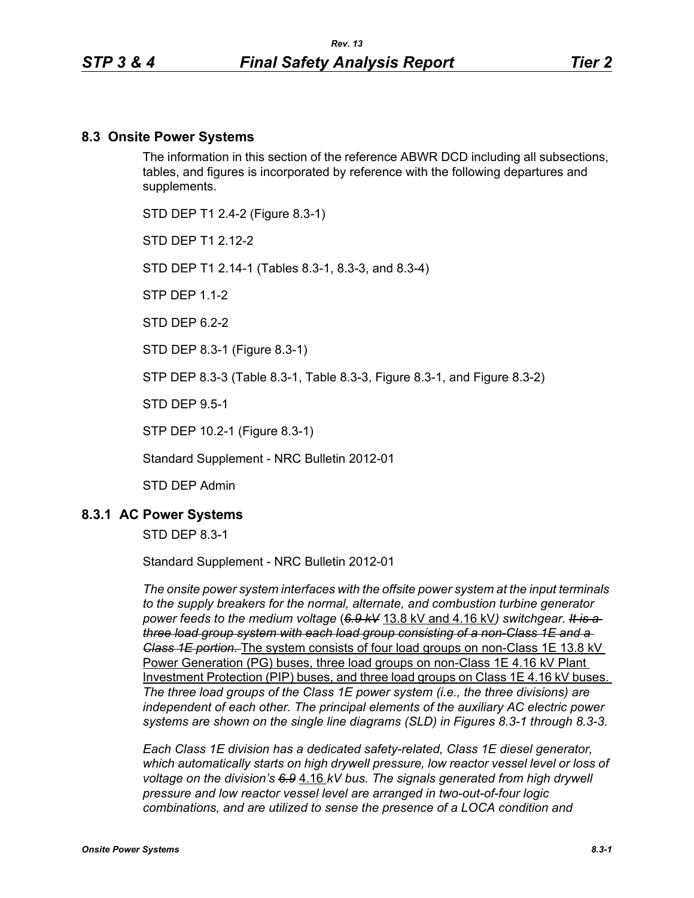## 8.3 Onsite Power Systems

The information in this section of the reference ABWR DCD including all subsections, tables, and figures is incorporated by reference with the following departures and supplements.

STD DEP T1 2.4-2 (Figure 8.3-1)

STD DEP T1 2.12-2

STD DEP T1 2.14-1 (Tables 8.3-1, 8.3-3, and 8.3-4)

STP DEP 1.1-2

STD DEP 6.2-2

STD DEP 8.3-1 (Figure 8.3-1)

STP DEP 8.3-3 (Table 8.3-1, Table 8.3-3, Figure 8.3-1, and Figure 8.3-2)

STD DEP 9.5-1

STP DEP 10.2-1 (Figure 8.3-1)

Standard Supplement - NRC Bulletin 2012-01

STD DEP Admin

### 8.3.1 AC Power Systems

STD DEP 8.3-1

Standard Supplement - NRC Bulletin 2012-01

*The onsite power system interfaces with the offsite power system at the input terminals to the supply breakers for the normal, alternate, and combustion turbine generator power feeds to the medium voltage (~~6.9 kV~~ 13.8 kV and 4.16 kV) switchgear. ~~It is a three load group system with each load group consisting of a non-Class 1E and a Class 1E portion.~~* The system consists of four load groups on non-Class 1E 13.8 kV Power Generation (PG) buses, three load groups on non-Class 1E 4.16 kV Plant Investment Protection (PIP) buses, and three load groups on Class 1E 4.16 kV buses. *The three load groups of the Class 1E power system (i.e., the three divisions) are independent of each other. The principal elements of the auxiliary AC electric power systems are shown on the single line diagrams (SLD) in Figures 8.3-1 through 8.3-3.*

*Each Class 1E division has a dedicated safety-related, Class 1E diesel generator, which automatically starts on high drywell pressure, low reactor vessel level or loss of voltage on the division's ~~6.9~~* 4.16 *kV bus. The signals generated from high drywell pressure and low reactor vessel level are arranged in two-out-of-four logic combinations, and are utilized to sense the presence of a LOCA condition and*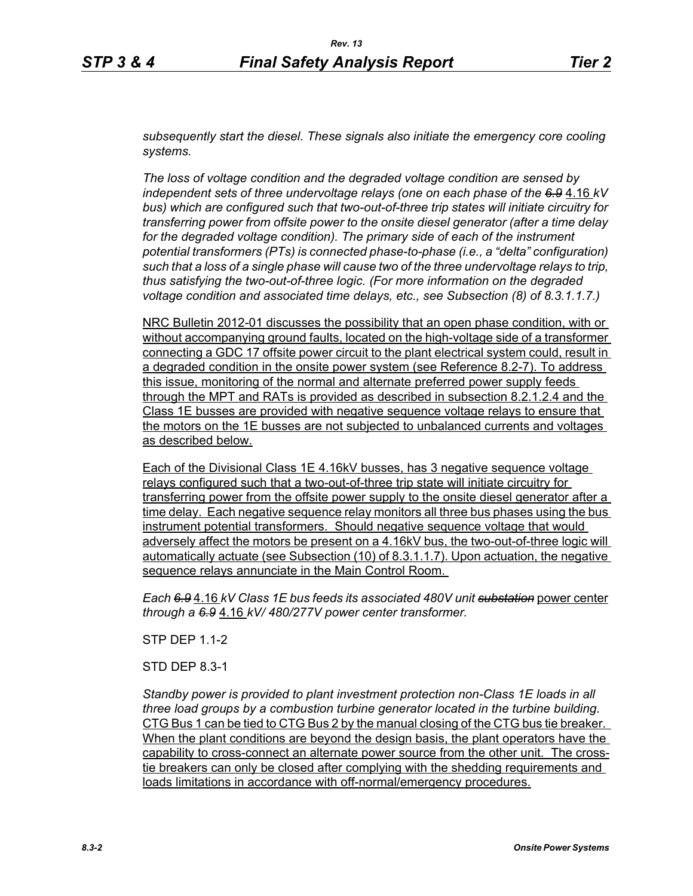*subsequently start the diesel. These signals also initiate the emergency core cooling systems.*

*The loss of voltage condition and the degraded voltage condition are sensed by independent sets of three undervoltage relays (one on each phase of the ~~6.9~~* <u>4.16</u> *kV bus) which are configured such that two-out-of-three trip states will initiate circuitry for transferring power from offsite power to the onsite diesel generator (after a time delay for the degraded voltage condition). The primary side of each of the instrument potential transformers (PTs) is connected phase-to-phase (i.e., a "delta" configuration) such that a loss of a single phase will cause two of the three undervoltage relays to trip, thus satisfying the two-out-of-three logic. (For more information on the degraded voltage condition and associated time delays, etc., see Subsection (8) of 8.3.1.1.7.)*

<u>NRC Bulletin 2012-01 discusses the possibility that an open phase condition, with or without accompanying ground faults, located on the high-voltage side of a transformer connecting a GDC 17 offsite power circuit to the plant electrical system could, result in a degraded condition in the onsite power system (see Reference 8.2-7). To address this issue, monitoring of the normal and alternate preferred power supply feeds through the MPT and RATs is provided as described in subsection 8.2.1.2.4 and the Class 1E busses are provided with negative sequence voltage relays to ensure that the motors on the 1E busses are not subjected to unbalanced currents and voltages as described below.</u>

<u>Each of the Divisional Class 1E 4.16kV busses, has 3 negative sequence voltage relays configured such that a two-out-of-three trip state will initiate circuitry for transferring power from the offsite power supply to the onsite diesel generator after a time delay. Each negative sequence relay monitors all three bus phases using the bus instrument potential transformers. Should negative sequence voltage that would adversely affect the motors be present on a 4.16kV bus, the two-out-of-three logic will automatically actuate (see Subsection (10) of 8.3.1.1.7). Upon actuation, the negative sequence relays annunciate in the Main Control Room.</u>

*Each ~~6.9~~* <u>4.16</u> *kV Class 1E bus feeds its associated 480V unit ~~substation~~* <u>power center</u> *through a ~~6.9~~* <u>4.16</u> *kV/ 480/277V power center transformer.*

STP DEP 1.1-2

STD DEP 8.3-1

*Standby power is provided to plant investment protection non-Class 1E loads in all three load groups by a combustion turbine generator located in the turbine building.* <u>CTG Bus 1 can be tied to CTG Bus 2 by the manual closing of the CTG bus tie breaker. When the plant conditions are beyond the design basis, the plant operators have the capability to cross-connect an alternate power source from the other unit. The cross-tie breakers can only be closed after complying with the shedding requirements and loads limitations in accordance with off-normal/emergency procedures.</u>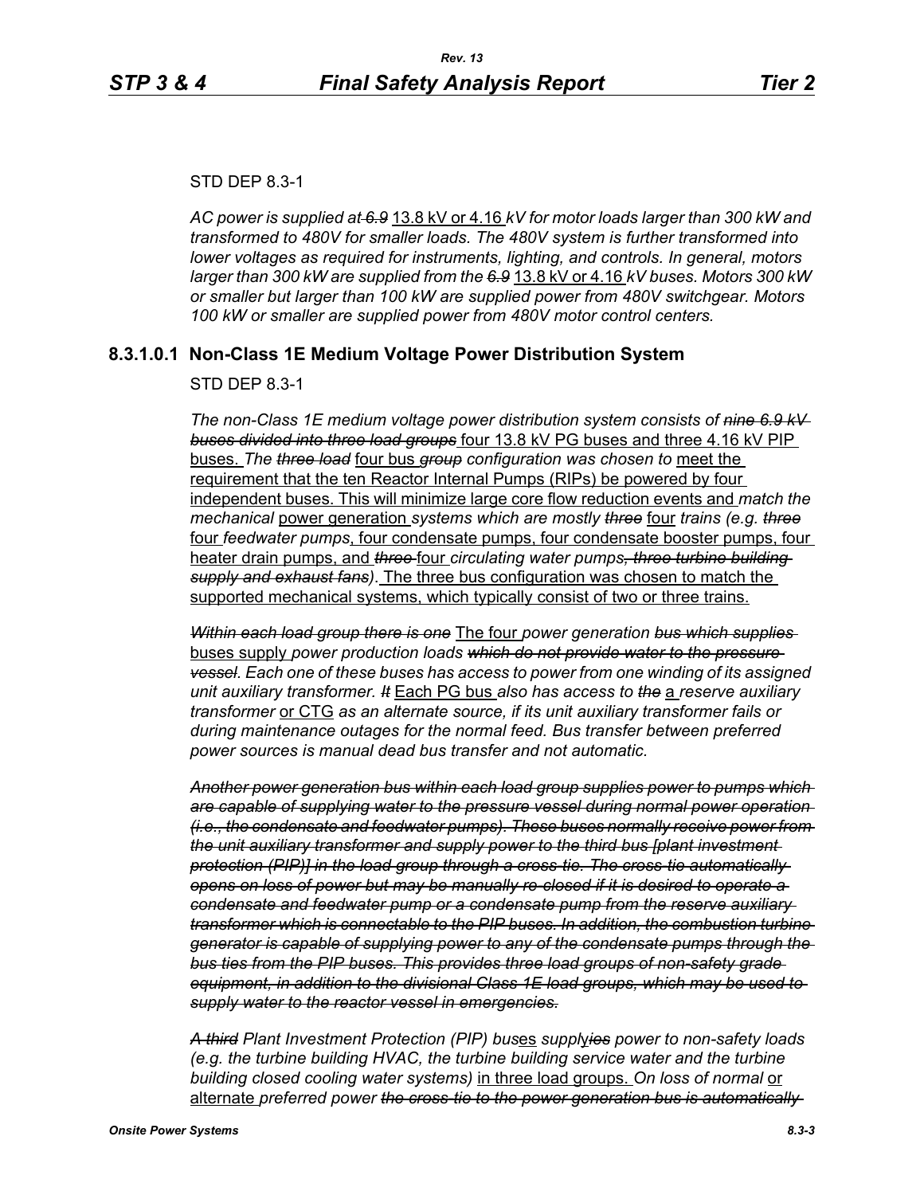STD DEP 8.3-1

*AC power is supplied at ~~6.9~~* 13.8 kV or 4.16 *kV for motor loads larger than 300 kW and transformed to 480V for smaller loads. The 480V system is further transformed into lower voltages as required for instruments, lighting, and controls. In general, motors larger than 300 kW are supplied from the ~~6.9~~* 13.8 kV or 4.16 *kV buses. Motors 300 kW or smaller but larger than 100 kW are supplied power from 480V switchgear. Motors 100 kW or smaller are supplied power from 480V motor control centers.*

### 8.3.1.0.1 Non-Class 1E Medium Voltage Power Distribution System

STD DEP 8.3-1

*The non-Class 1E medium voltage power distribution system consists of ~~**nine 6.9 kV buses divided into three load groups**~~* four 13.8 kV PG buses and three 4.16 kV PIP buses. *The ~~**three load**~~* four bus *~~**group**~~ configuration was chosen to* meet the requirement that the ten Reactor Internal Pumps (RIPs) be powered by four independent buses. This will minimize large core flow reduction events and *match the mechanical* power generation *systems which are mostly ~~**three**~~* four *trains (e.g. ~~**three**~~* four *feedwater pumps*, four condensate pumps, four condensate booster pumps, four heater drain pumps, and *~~**three**~~* four *circulating water pumps~~**, three turbine building supply and exhaust fans**~~)*. The three bus configuration was chosen to match the supported mechanical systems, which typically consist of two or three trains.

*~~**Within each load group there is one**~~* The four *power generation ~~**bus which supplies**~~* buses supply *power production loads ~~**which do not provide water to the pressure vessel**~~. Each one of these buses has access to power from one winding of its assigned unit auxiliary transformer. ~~**It**~~* Each PG bus *also has access to ~~**the**~~* a *reserve auxiliary transformer* or CTG *as an alternate source, if its unit auxiliary transformer fails or during maintenance outages for the normal feed. Bus transfer between preferred power sources is manual dead bus transfer and not automatic.*

*~~**Another power generation bus within each load group supplies power to pumps which are capable of supplying water to the pressure vessel during normal power operation (i.e., the condensate and feedwater pumps). These buses normally receive power from the unit auxiliary transformer and supply power to the third bus [plant investment protection (PIP)] in the load group through a cross-tie. The cross-tie automatically opens on loss of power but may be manually re-closed if it is desired to operate a condensate and feedwater pump or a condensate pump from the reserve auxiliary transformer which is connectable to the PIP buses. In addition, the combustion turbine generator is capable of supplying power to any of the condensate pumps through the bus ties from the PIP buses. This provides three load groups of non-safety grade equipment, in addition to the divisional Class 1E load groups, which may be used to supply water to the reactor vessel in emergencies.**~~*

*~~**A third**~~ Plant Investment Protection (PIP) bus*es *suppl*y*~~**ies**~~ power to non-safety loads (e.g. the turbine building HVAC, the turbine building service water and the turbine building closed cooling water systems)* in three load groups. *On loss of normal* or alternate *preferred power ~~**the cross-tie to the power generation bus is automatically**~~*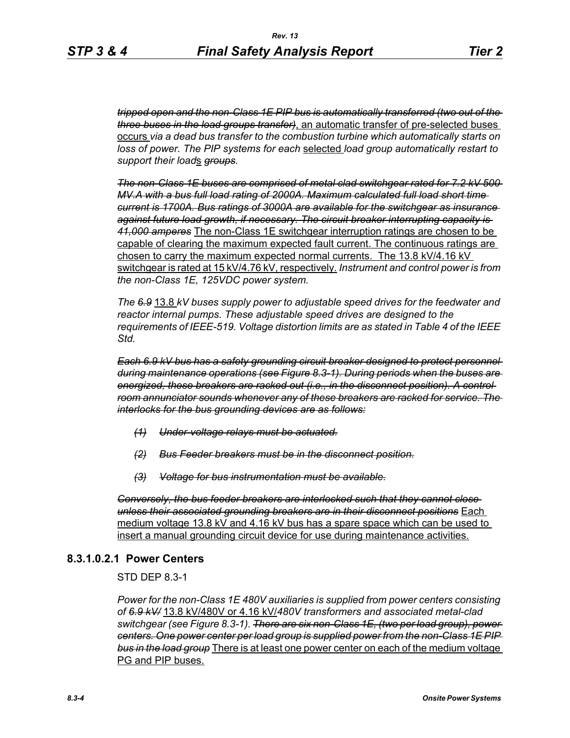*~~tripped open and the non-Class 1E PIP bus is automatically transferred (two out of the three buses in the load groups transfer)~~*, an automatic transfer of pre-selected buses occurs *via a dead bus transfer to the combustion turbine which automatically starts on loss of power. The PIP systems for each* selected *load group automatically restart to support their load*s *~~groups~~.*

*~~The non-Class 1E buses are comprised of metal-clad switchgear rated for 7.2 kV 500 MV.A with a bus full load rating of 2000A. Maximum calculated full load short time current is 1700A. Bus ratings of 3000A are available for the switchgear as insurance against future load growth, if necessary. The circuit breaker interrupting capacity is 41,000 amperes~~* The non-Class 1E switchgear interruption ratings are chosen to be capable of clearing the maximum expected fault current. The continuous ratings are chosen to carry the maximum expected normal currents. The 13.8 kV/4.16 kV switchgear is rated at 15 kV/4.76 kV, respectively. *Instrument and control power is from the non-Class 1E, 125VDC power system.*

*The ~~6.9~~* 13.8 *kV buses supply power to adjustable speed drives for the feedwater and reactor internal pumps. These adjustable speed drives are designed to the requirements of IEEE-519. Voltage distortion limits are as stated in Table 4 of the IEEE Std.*

*~~Each 6.9 kV bus has a safety grounding circuit breaker designed to protect personnel during maintenance operations (see Figure 8.3-1). During periods when the buses are energized, these breakers are racked out (i.e., in the disconnect position). A control room annunciator sounds whenever any of these breakers are racked for service. The interlocks for the bus grounding devices are as follows:~~*

- *~~(1) Under-voltage relays must be actuated.~~*
- *~~(2) Bus Feeder breakers must be in the disconnect position.~~*
- *~~(3) Voltage for bus instrumentation must be available.~~*

*~~Conversely, the bus feeder breakers are interlocked such that they cannot close unless their associated grounding breakers are in their disconnect positions~~* Each medium voltage 13.8 kV and 4.16 kV bus has a spare space which can be used to insert a manual grounding circuit device for use during maintenance activities.

### 8.3.1.0.2.1 Power Centers

STD DEP 8.3-1

*Power for the non-Class 1E 480V auxiliaries is supplied from power centers consisting of ~~6.9 kV/~~* 13.8 kV/480V or 4.16 kV/*480V transformers and associated metal-clad switchgear (see Figure 8.3-1). ~~There are six non-Class 1E, (two per load group), power centers. One power center per load group is supplied power from the non-Class 1E PIP bus in the load group~~* There is at least one power center on each of the medium voltage PG and PIP buses.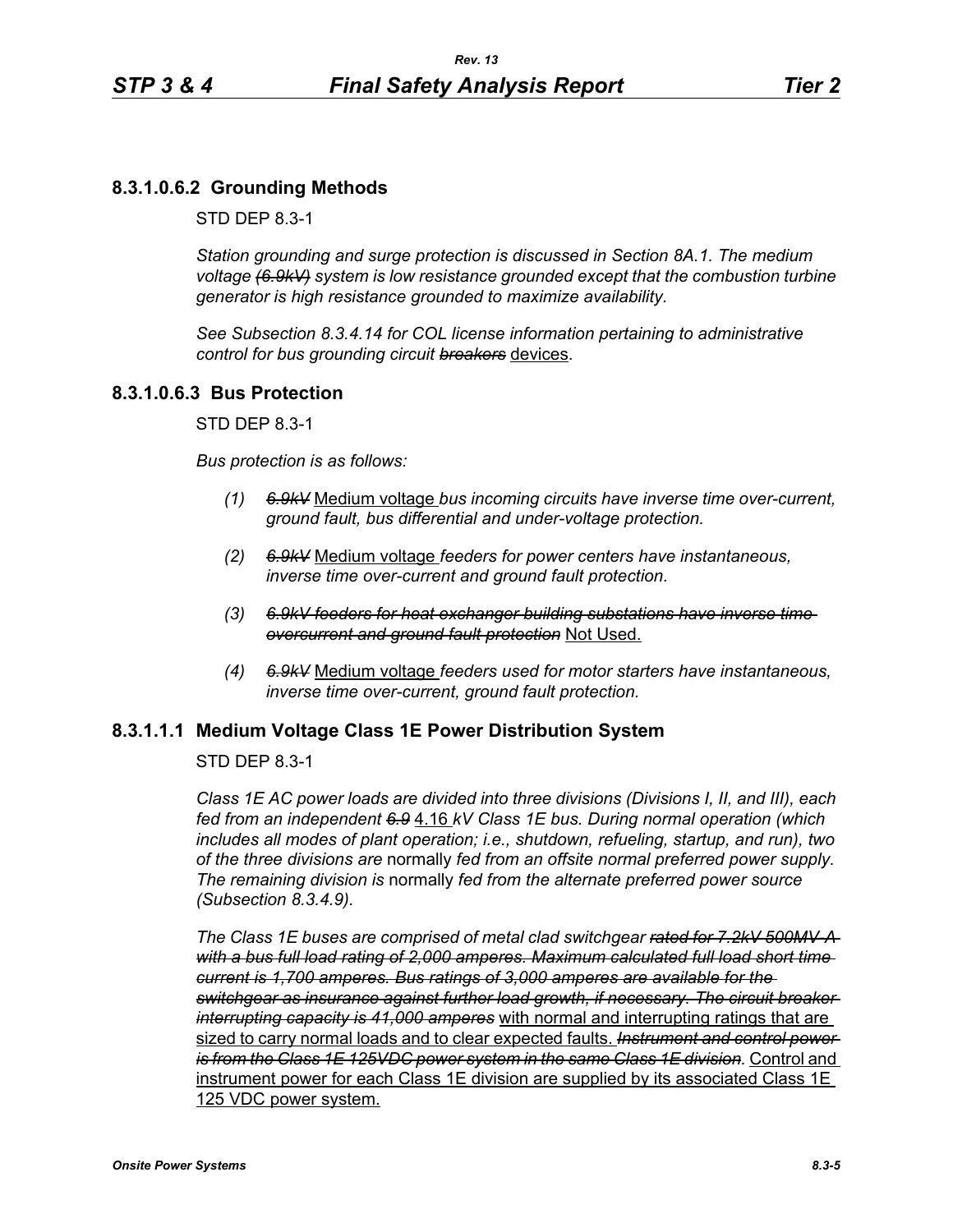### 8.3.1.0.6.2 Grounding Methods

STD DEP 8.3-1

*Station grounding and surge protection is discussed in Section 8A.1. The medium voltage ~~(6.9kV)~~ system is low resistance grounded except that the combustion turbine generator is high resistance grounded to maximize availability.*

*See Subsection 8.3.4.14 for COL license information pertaining to administrative control for bus grounding circuit ~~breakers~~* <u>devices</u>.

### 8.3.1.0.6.3 Bus Protection

STD DEP 8.3-1

*Bus protection is as follows:*

*(1) ~~6.9kV~~* <u>Medium voltage</u> *bus incoming circuits have inverse time over-current, ground fault, bus differential and under-voltage protection.*

*(2) ~~6.9kV~~* <u>Medium voltage</u> *feeders for power centers have instantaneous, inverse time over-current and ground fault protection.*

*(3) ~~6.9kV feeders for heat exchanger building substations have inverse time overcurrent and ground fault protection~~* <u>Not Used.</u>

*(4) ~~6.9kV~~* <u>Medium voltage</u> *feeders used for motor starters have instantaneous, inverse time over-current, ground fault protection.*

### 8.3.1.1.1 Medium Voltage Class 1E Power Distribution System

STD DEP 8.3-1

*Class 1E AC power loads are divided into three divisions (Divisions I, II, and III), each fed from an independent ~~6.9~~* <u>4.16</u> *kV Class 1E bus. During normal operation (which includes all modes of plant operation; i.e., shutdown, refueling, startup, and run), two of the three divisions are* normally *fed from an offsite normal preferred power supply. The remaining division is* normally *fed from the alternate preferred power source (Subsection 8.3.4.9).*

*The Class 1E buses are comprised of metal clad switchgear ~~rated for 7.2kV 500MV-A with a bus full load rating of 2,000 amperes. Maximum calculated full load short time current is 1,700 amperes. Bus ratings of 3,000 amperes are available for the switchgear as insurance against further load growth, if necessary. The circuit breaker interrupting capacity is 41,000 amperes~~* <u>with normal and interrupting ratings that are sized to carry normal loads and to clear expected faults.</u> *~~Instrument and control power is from the Class 1E 125VDC power system in the same Class 1E division.~~* <u>Control and instrument power for each Class 1E division are supplied by its associated Class 1E 125 VDC power system.</u>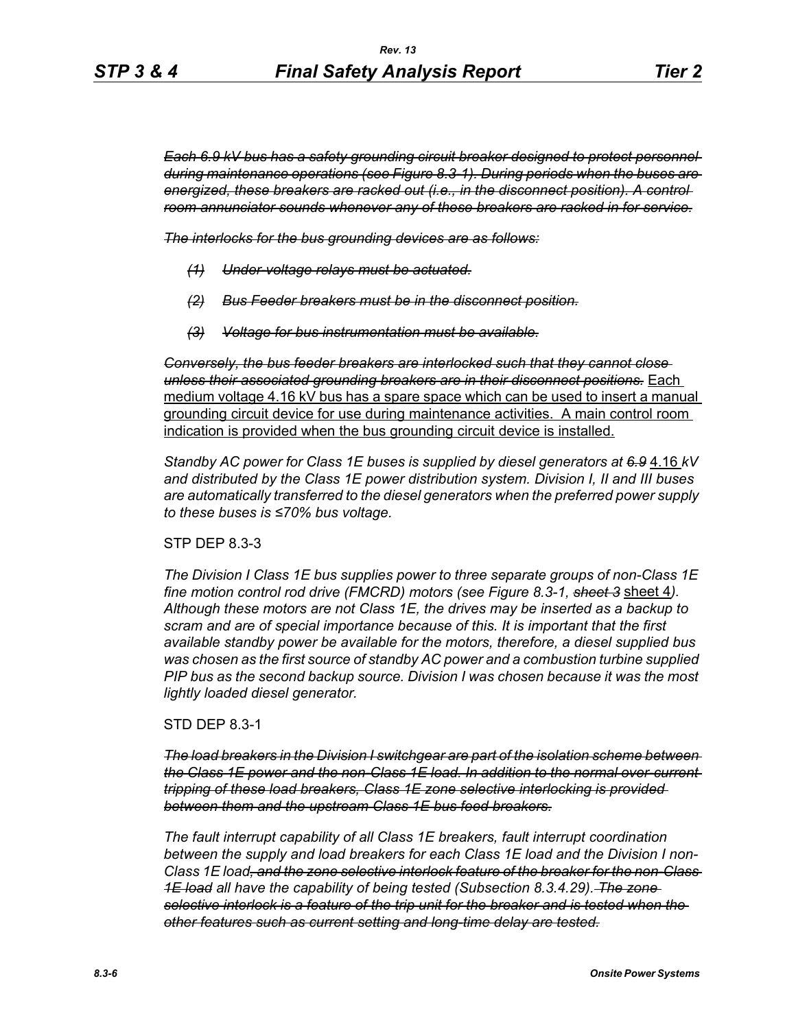*~~Each 6.9 kV bus has a safety grounding circuit breaker designed to protect personnel during maintenance operations (see Figure 8.3-1). During periods when the buses are energized, these breakers are racked out (i.e., in the disconnect position). A control room annunciator sounds whenever any of these breakers are racked in for service.~~*

*~~The interlocks for the bus grounding devices are as follows:~~*

*~~(1) Under-voltage relays must be actuated.~~*

*~~(2) Bus Feeder breakers must be in the disconnect position.~~*

*~~(3) Voltage for bus instrumentation must be available.~~*

*~~Conversely, the bus feeder breakers are interlocked such that they cannot close unless their associated grounding breakers are in their disconnect positions.~~* <u>Each medium voltage 4.16 kV bus has a spare space which can be used to insert a manual grounding circuit device for use during maintenance activities. A main control room indication is provided when the bus grounding circuit device is installed.</u>

*Standby AC power for Class 1E buses is supplied by diesel generators at ~~6.9~~* <u>4.16</u> *kV and distributed by the Class 1E power distribution system. Division I, II and III buses are automatically transferred to the diesel generators when the preferred power supply to these buses is ≤70% bus voltage.*

STP DEP 8.3-3

*The Division I Class 1E bus supplies power to three separate groups of non-Class 1E fine motion control rod drive (FMCRD) motors (see Figure 8.3-1, ~~sheet 3~~* <u>sheet 4</u>*). Although these motors are not Class 1E, the drives may be inserted as a backup to scram and are of special importance because of this. It is important that the first available standby power be available for the motors, therefore, a diesel supplied bus was chosen as the first source of standby AC power and a combustion turbine supplied PIP bus as the second backup source. Division I was chosen because it was the most lightly loaded diesel generator.*

STD DEP 8.3-1

*~~The load breakers in the Division I switchgear are part of the isolation scheme between the Class 1E power and the non-Class 1E load. In addition to the normal over-current tripping of these load breakers, Class 1E zone selective interlocking is provided between them and the upstream Class 1E bus feed breakers.~~*

*The fault interrupt capability of all Class 1E breakers, fault interrupt coordination between the supply and load breakers for each Class 1E load and the Division I non-Class 1E load~~, and the zone selective interlock feature of the breaker for the non-Class 1E load~~ all have the capability of being tested (Subsection 8.3.4.29).~~The zone selective interlock is a feature of the trip unit for the breaker and is tested when the other features such as current setting and long-time delay are tested.~~*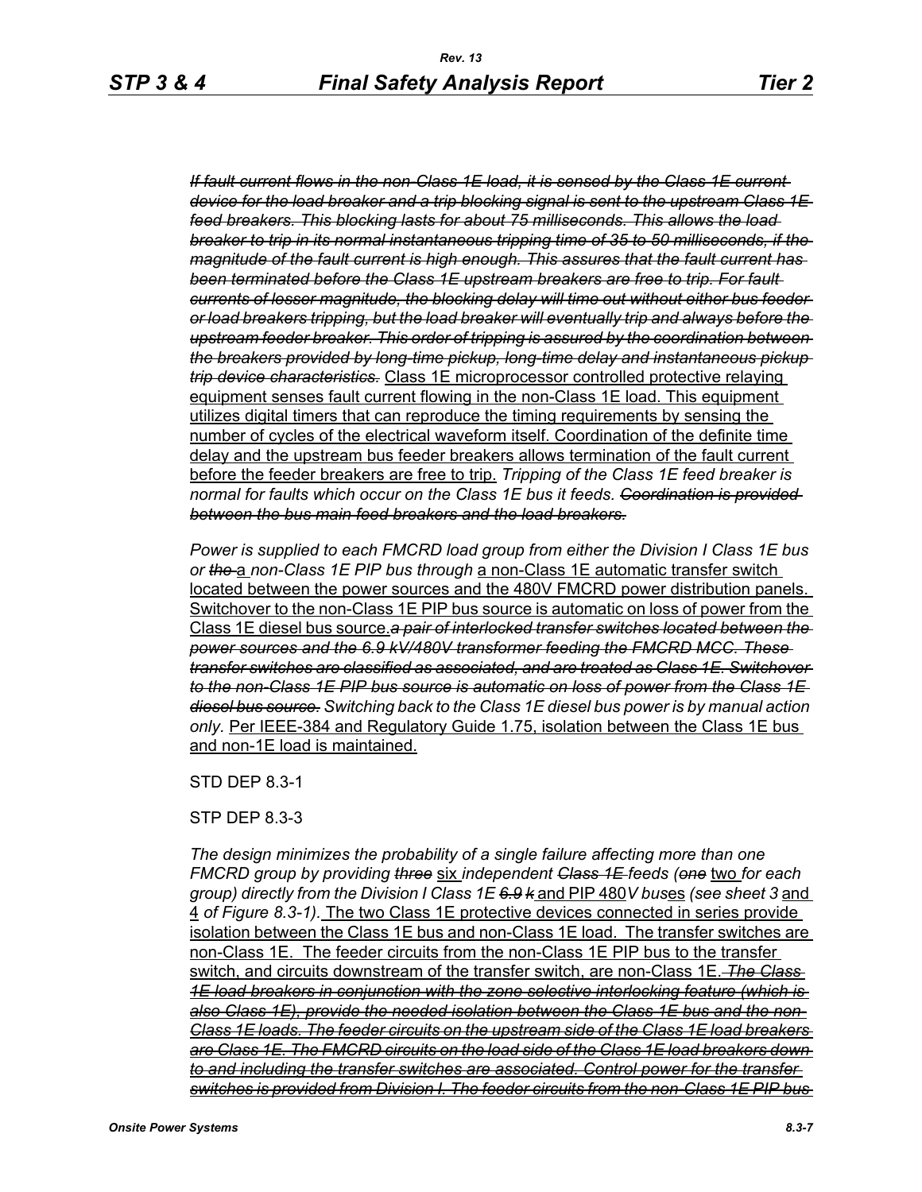*~~If fault current flows in the non-Class 1E load, it is sensed by the Class 1E current device for the load breaker and a trip blocking signal is sent to the upstream Class 1E feed breakers. This blocking lasts for about 75 milliseconds. This allows the load breaker to trip in its normal instantaneous tripping time of 35 to 50 milliseconds, if the magnitude of the fault current is high enough. This assures that the fault current has been terminated before the Class 1E upstream breakers are free to trip. For fault currents of lesser magnitude, the blocking delay will time out without either bus feeder or load breakers tripping, but the load breaker will eventually trip and always before the upstream feeder breaker. This order of tripping is assured by the coordination between the breakers provided by long-time pickup, long-time delay and instantaneous pickup trip device characteristics.~~* <u>Class 1E microprocessor controlled protective relaying equipment senses fault current flowing in the non-Class 1E load. This equipment utilizes digital timers that can reproduce the timing requirements by sensing the number of cycles of the electrical waveform itself. Coordination of the definite time delay and the upstream bus feeder breakers allows termination of the fault current before the feeder breakers are free to trip.</u> *Tripping of the Class 1E feed breaker is normal for faults which occur on the Class 1E bus it feeds. ~~Coordination is provided between the bus main feed breakers and the load breakers.~~*

*Power is supplied to each FMCRD load group from either the Division I Class 1E bus or ~~the~~* <u>a</u> *non-Class 1E PIP bus through* <u>a non-Class 1E automatic transfer switch located between the power sources and the 480V FMCRD power distribution panels. Switchover to the non-Class 1E PIP bus source is automatic on loss of power from the Class 1E diesel bus source.</u>*~~a pair of interlocked transfer switches located between the power sources and the 6.9 kV/480V transformer feeding the FMCRD MCC. These transfer switches are classified as associated, and are treated as Class 1E. Switchover to the non-Class 1E PIP bus source is automatic on loss of power from the Class 1E diesel bus source.~~ Switching back to the Class 1E diesel bus power is by manual action only.* <u>Per IEEE-384 and Regulatory Guide 1.75, isolation between the Class 1E bus and non-1E load is maintained.</u>

STD DEP 8.3-1

STP DEP 8.3-3

*The design minimizes the probability of a single failure affecting more than one FMCRD group by providing ~~three~~* <u>six</u> *independent ~~Class 1E~~ feeds (~~one~~* <u>two</u> *for each group) directly from the Division I Class 1E ~~6.9 k~~* <u>and PIP 480</u>*V bus*<u>es</u> *(see sheet 3* <u>and 4</u> *of Figure 8.3-1).* <u>The two Class 1E protective devices connected in series provide isolation between the Class 1E bus and non-Class 1E load. The transfer switches are non-Class 1E. The feeder circuits from the non-Class 1E PIP bus to the transfer switch, and circuits downstream of the transfer switch, are non-Class 1E.</u> *~~The Class 1E load breakers in conjunction with the zone selective interlocking feature (which is also Class 1E), provide the needed isolation between the Class 1E bus and the non-Class 1E loads. The feeder circuits on the upstream side of the Class 1E load breakers are Class 1E. The FMCRD circuits on the load side of the Class 1E load breakers down to and including the transfer switches are associated. Control power for the transfer switches is provided from Division I. The feeder circuits from the non-Class 1E PIP bus~~*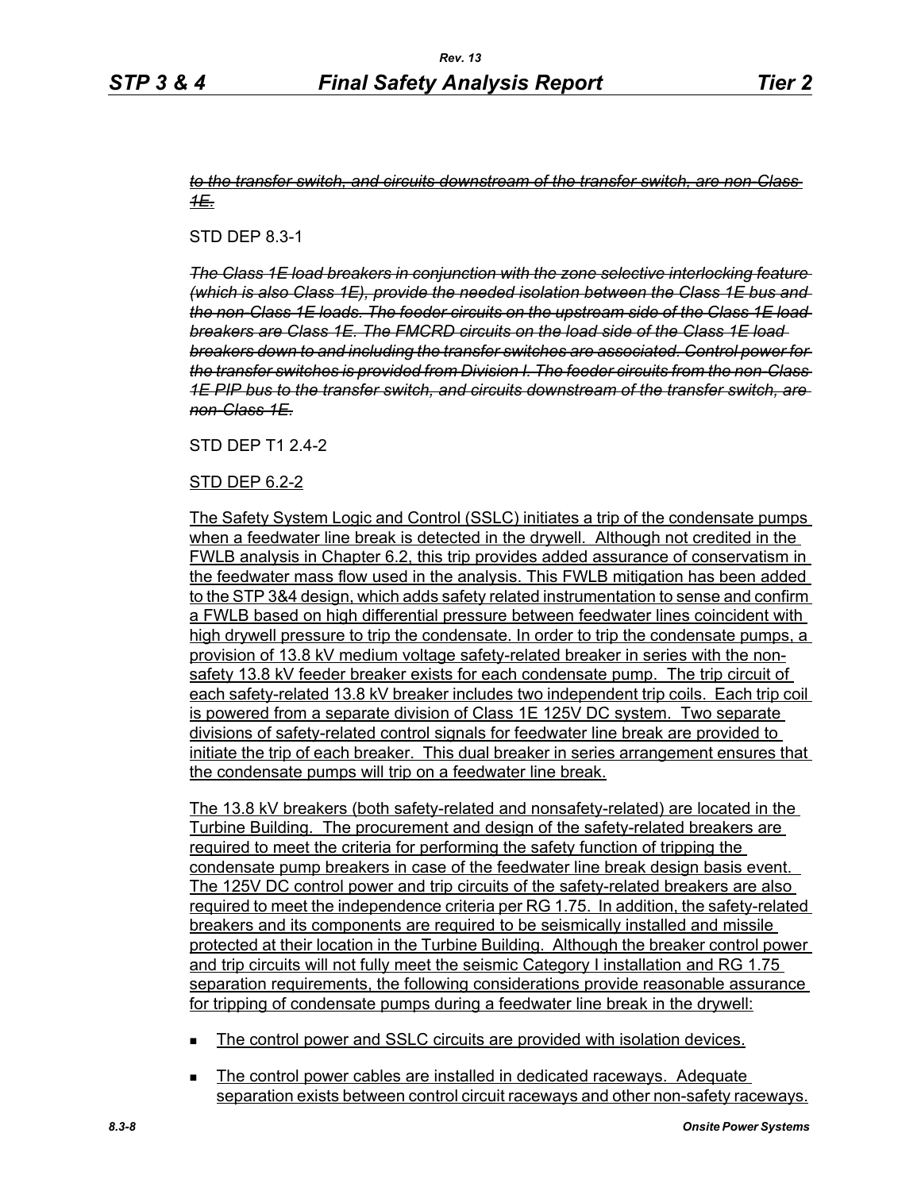~~*to the transfer switch, and circuits downstream of the transfer switch, are non-Class 1E.*~~

STD DEP 8.3-1

~~*The Class 1E load breakers in conjunction with the zone selective interlocking feature (which is also Class 1E), provide the needed isolation between the Class 1E bus and the non-Class 1E loads. The feeder circuits on the upstream side of the Class 1E load breakers are Class 1E. The FMCRD circuits on the load side of the Class 1E load breakers down to and including the transfer switches are associated. Control power for the transfer switches is provided from Division I. The feeder circuits from the non-Class 1E PIP bus to the transfer switch, and circuits downstream of the transfer switch, are non-Class 1E.*~~

STD DEP T1 2.4-2

<u>STD DEP 6.2-2</u>

<u>The Safety System Logic and Control (SSLC) initiates a trip of the condensate pumps when a feedwater line break is detected in the drywell. Although not credited in the FWLB analysis in Chapter 6.2, this trip provides added assurance of conservatism in the feedwater mass flow used in the analysis. This FWLB mitigation has been added to the STP 3&4 design, which adds safety related instrumentation to sense and confirm a FWLB based on high differential pressure between feedwater lines coincident with high drywell pressure to trip the condensate. In order to trip the condensate pumps, a provision of 13.8 kV medium voltage safety-related breaker in series with the non-safety 13.8 kV feeder breaker exists for each condensate pump. The trip circuit of each safety-related 13.8 kV breaker includes two independent trip coils. Each trip coil is powered from a separate division of Class 1E 125V DC system. Two separate divisions of safety-related control signals for feedwater line break are provided to initiate the trip of each breaker. This dual breaker in series arrangement ensures that the condensate pumps will trip on a feedwater line break.</u>

<u>The 13.8 kV breakers (both safety-related and nonsafety-related) are located in the Turbine Building. The procurement and design of the safety-related breakers are required to meet the criteria for performing the safety function of tripping the condensate pump breakers in case of the feedwater line break design basis event. The 125V DC control power and trip circuits of the safety-related breakers are also required to meet the independence criteria per RG 1.75. In addition, the safety-related breakers and its components are required to be seismically installed and missile protected at their location in the Turbine Building. Although the breaker control power and trip circuits will not fully meet the seismic Category I installation and RG 1.75 separation requirements, the following considerations provide reasonable assurance for tripping of condensate pumps during a feedwater line break in the drywell:</u>

- <u>The control power and SSLC circuits are provided with isolation devices.</u>
- <u>The control power cables are installed in dedicated raceways. Adequate separation exists between control circuit raceways and other non-safety raceways.</u>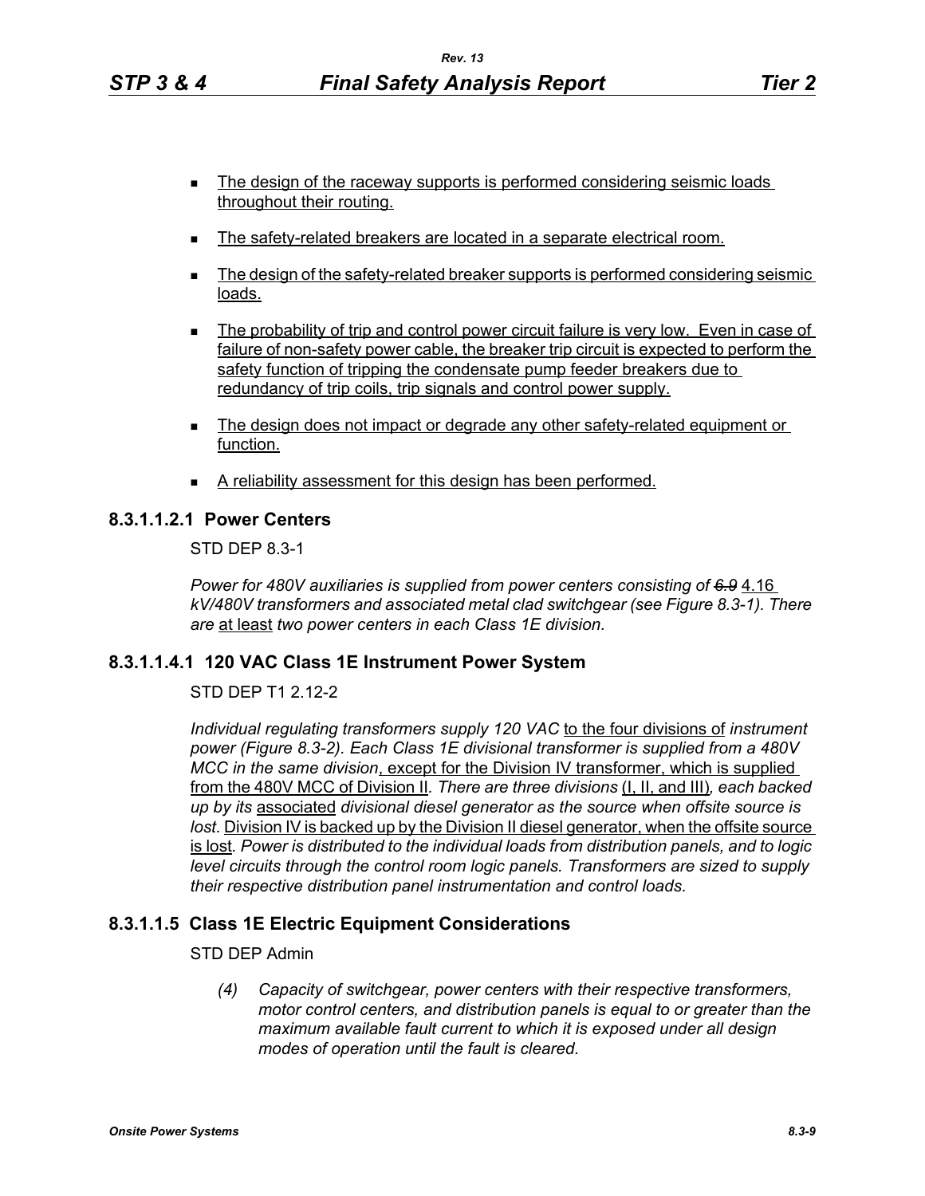- The design of the raceway supports is performed considering seismic loads throughout their routing.
- The safety-related breakers are located in a separate electrical room.
- The design of the safety-related breaker supports is performed considering seismic loads.
- The probability of trip and control power circuit failure is very low. Even in case of failure of non-safety power cable, the breaker trip circuit is expected to perform the safety function of tripping the condensate pump feeder breakers due to redundancy of trip coils, trip signals and control power supply.
- The design does not impact or degrade any other safety-related equipment or function.
- A reliability assessment for this design has been performed.

### 8.3.1.1.2.1 Power Centers

STD DEP 8.3-1

*Power for 480V auxiliaries is supplied from power centers consisting of ~~6.9~~* 4.16 *kV/480V transformers and associated metal clad switchgear (see Figure 8.3-1). There are* at least *two power centers in each Class 1E division.*

### 8.3.1.1.4.1 120 VAC Class 1E Instrument Power System

STD DEP T1 2.12-2

*Individual regulating transformers supply 120 VAC* to the four divisions of *instrument power (Figure 8.3-2). Each Class 1E divisional transformer is supplied from a 480V MCC in the same division*, except for the Division IV transformer, which is supplied from the 480V MCC of Division II*. There are three divisions* (I, II, and III)*, each backed up by its* associated *divisional diesel generator as the source when offsite source is lost.* Division IV is backed up by the Division II diesel generator, when the offsite source is lost*. Power is distributed to the individual loads from distribution panels, and to logic level circuits through the control room logic panels. Transformers are sized to supply their respective distribution panel instrumentation and control loads.*

### 8.3.1.1.5 Class 1E Electric Equipment Considerations

STD DEP Admin

*(4) Capacity of switchgear, power centers with their respective transformers, motor control centers, and distribution panels is equal to or greater than the maximum available fault current to which it is exposed under all design modes of operation until the fault is cleared.*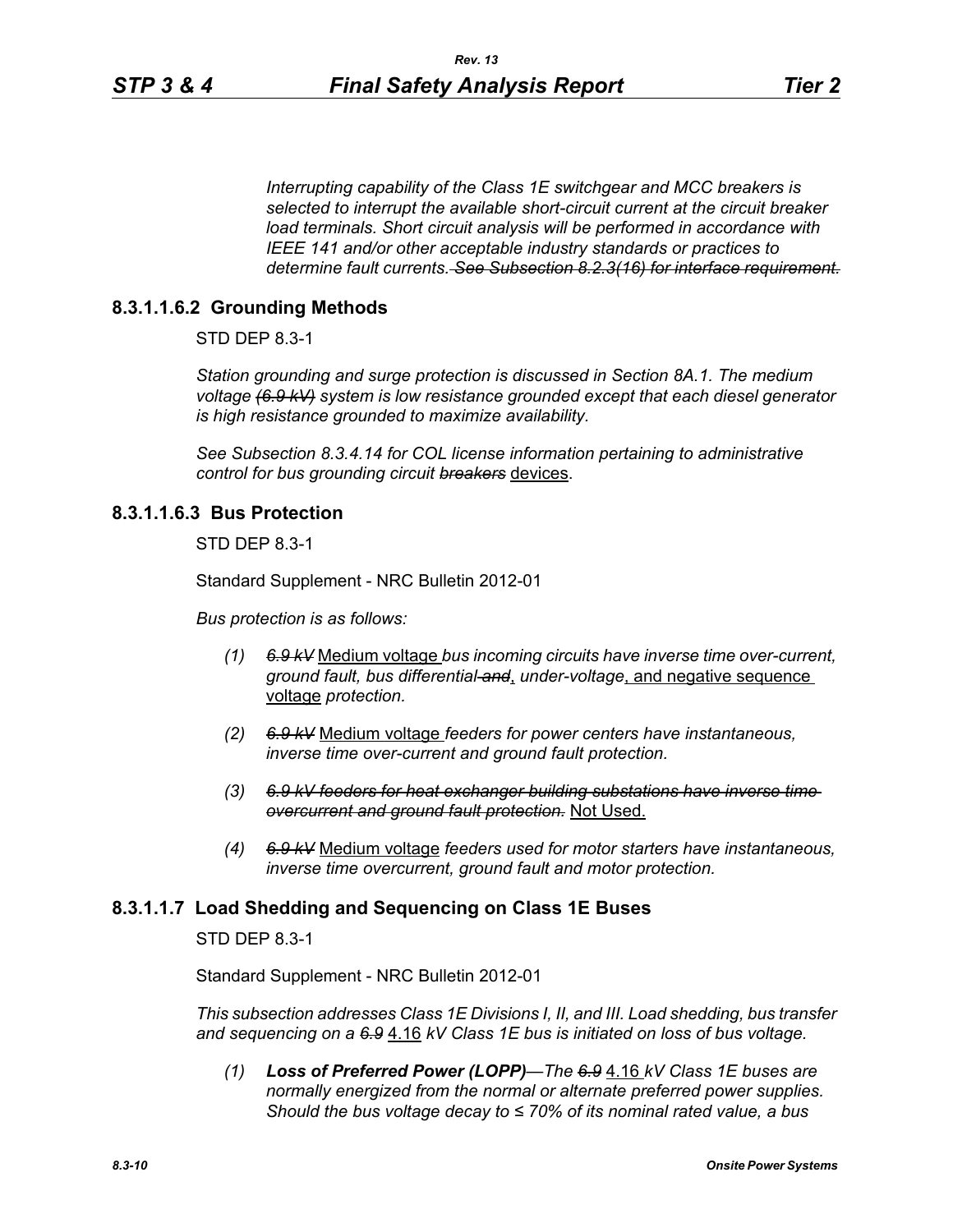*Interrupting capability of the Class 1E switchgear and MCC breakers is selected to interrupt the available short-circuit current at the circuit breaker load terminals. Short circuit analysis will be performed in accordance with IEEE 141 and/or other acceptable industry standards or practices to determine fault currents.* ~~*See Subsection 8.2.3(16) for interface requirement.*~~

### 8.3.1.1.6.2 Grounding Methods

STD DEP 8.3-1

*Station grounding and surge protection is discussed in Section 8A.1. The medium voltage* ~~*(6.9 kV)*~~ *system is low resistance grounded except that each diesel generator is high resistance grounded to maximize availability.*

*See Subsection 8.3.4.14 for COL license information pertaining to administrative control for bus grounding circuit* ~~*breakers*~~ <u>devices</u>.

### 8.3.1.1.6.3 Bus Protection

STD DEP 8.3-1

Standard Supplement - NRC Bulletin 2012-01

*Bus protection is as follows:*

(1) ~~*6.9 kV*~~ <u>Medium voltage</u> *bus incoming circuits have inverse time over-current, ground fault, bus differential* ~~*and*~~<u>,</u> *under-voltage*<u>, and negative sequence voltage</u> *protection.*

(2) ~~*6.9 kV*~~ <u>Medium voltage</u> *feeders for power centers have instantaneous, inverse time over-current and ground fault protection.*

(3) ~~*6.9 kV feeders for heat exchanger building substations have inverse time overcurrent and ground fault protection.*~~ <u>Not Used.</u>

(4) ~~*6.9 kV*~~ <u>Medium voltage</u> *feeders used for motor starters have instantaneous, inverse time overcurrent, ground fault and motor protection.*

## 8.3.1.1.7 Load Shedding and Sequencing on Class 1E Buses

STD DEP 8.3-1

Standard Supplement - NRC Bulletin 2012-01

*This subsection addresses Class 1E Divisions I, II, and III. Load shedding, bus transfer and sequencing on a* ~~*6.9*~~ <u>4.16</u> *kV Class 1E bus is initiated on loss of bus voltage.*

(1) ***Loss of Preferred Power (LOPP)****—The* ~~*6.9*~~ <u>4.16</u> *kV Class 1E buses are normally energized from the normal or alternate preferred power supplies. Should the bus voltage decay to ≤ 70% of its nominal rated value, a bus*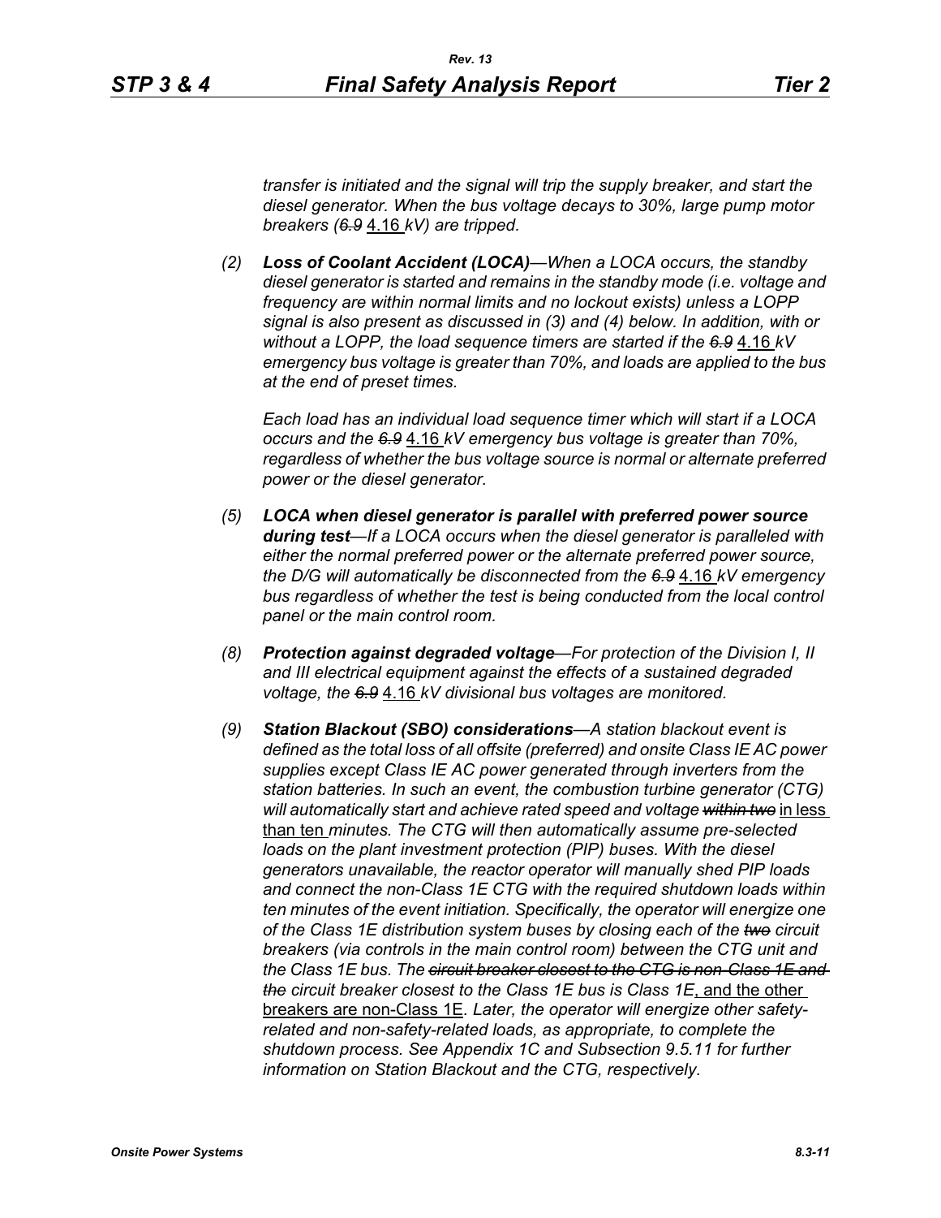*transfer is initiated and the signal will trip the supply breaker, and start the diesel generator. When the bus voltage decays to 30%, large pump motor breakers (~~6.9~~ 4.16 kV) are tripped.*

*(2)* ***Loss of Coolant Accident (LOCA)****—When a LOCA occurs, the standby diesel generator is started and remains in the standby mode (i.e. voltage and frequency are within normal limits and no lockout exists) unless a LOPP signal is also present as discussed in (3) and (4) below. In addition, with or without a LOPP, the load sequence timers are started if the ~~6.9~~ 4.16 kV emergency bus voltage is greater than 70%, and loads are applied to the bus at the end of preset times.*

*Each load has an individual load sequence timer which will start if a LOCA occurs and the ~~6.9~~ 4.16 kV emergency bus voltage is greater than 70%, regardless of whether the bus voltage source is normal or alternate preferred power or the diesel generator.*

*(5)* ***LOCA when diesel generator is parallel with preferred power source during test****—If a LOCA occurs when the diesel generator is paralleled with either the normal preferred power or the alternate preferred power source, the D/G will automatically be disconnected from the ~~6.9~~ 4.16 kV emergency bus regardless of whether the test is being conducted from the local control panel or the main control room.*

*(8)* ***Protection against degraded voltage****—For protection of the Division I, II and III electrical equipment against the effects of a sustained degraded voltage, the ~~6.9~~ 4.16 kV divisional bus voltages are monitored.*

*(9)* ***Station Blackout (SBO) considerations****—A station blackout event is defined as the total loss of all offsite (preferred) and onsite Class IE AC power supplies except Class IE AC power generated through inverters from the station batteries. In such an event, the combustion turbine generator (CTG) will automatically start and achieve rated speed and voltage ~~within two~~ in less than ten minutes. The CTG will then automatically assume pre-selected loads on the plant investment protection (PIP) buses. With the diesel generators unavailable, the reactor operator will manually shed PIP loads and connect the non-Class 1E CTG with the required shutdown loads within ten minutes of the event initiation. Specifically, the operator will energize one of the Class 1E distribution system buses by closing each of the ~~two~~ circuit breakers (via controls in the main control room) between the CTG unit and the Class 1E bus. The ~~circuit breaker closest to the CTG is non-Class 1E and the~~ circuit breaker closest to the Class 1E bus is Class 1E, and the other breakers are non-Class 1E. Later, the operator will energize other safety-related and non-safety-related loads, as appropriate, to complete the shutdown process. See Appendix 1C and Subsection 9.5.11 for further information on Station Blackout and the CTG, respectively.*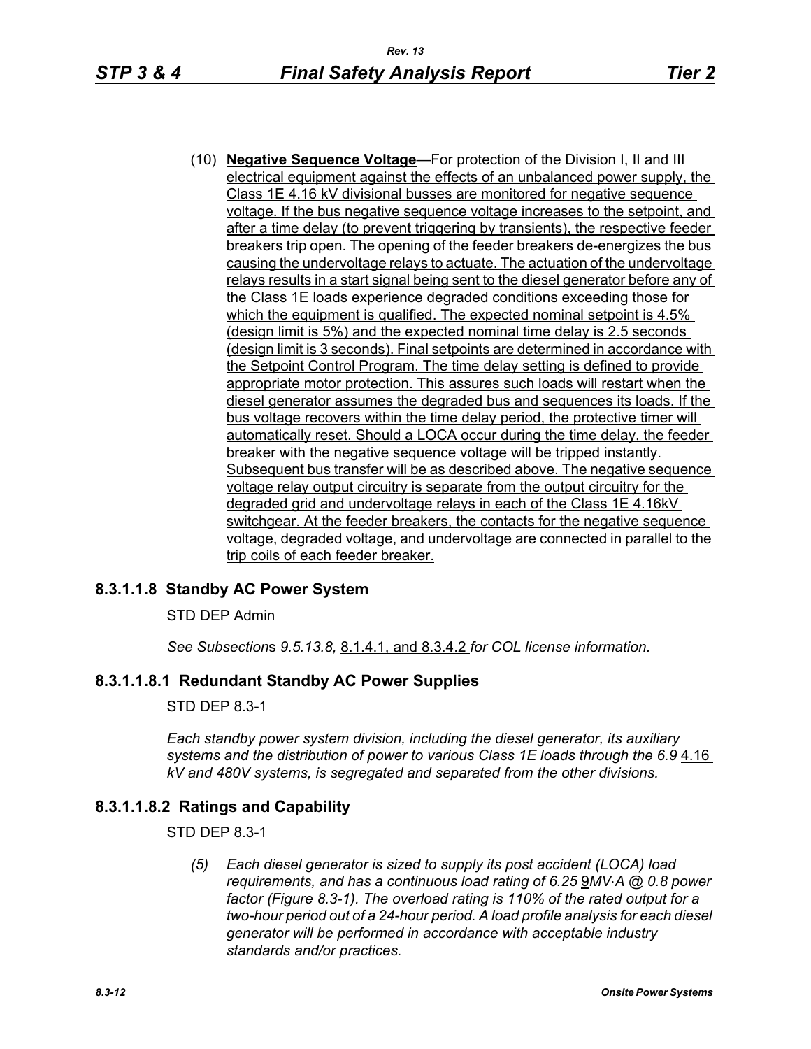(10) **Negative Sequence Voltage**—For protection of the Division I, II and III electrical equipment against the effects of an unbalanced power supply, the Class 1E 4.16 kV divisional busses are monitored for negative sequence voltage. If the bus negative sequence voltage increases to the setpoint, and after a time delay (to prevent triggering by transients), the respective feeder breakers trip open. The opening of the feeder breakers de-energizes the bus causing the undervoltage relays to actuate. The actuation of the undervoltage relays results in a start signal being sent to the diesel generator before any of the Class 1E loads experience degraded conditions exceeding those for which the equipment is qualified. The expected nominal setpoint is 4.5% (design limit is 5%) and the expected nominal time delay is 2.5 seconds (design limit is 3 seconds). Final setpoints are determined in accordance with the Setpoint Control Program. The time delay setting is defined to provide appropriate motor protection. This assures such loads will restart when the diesel generator assumes the degraded bus and sequences its loads. If the bus voltage recovers within the time delay period, the protective timer will automatically reset. Should a LOCA occur during the time delay, the feeder breaker with the negative sequence voltage will be tripped instantly. Subsequent bus transfer will be as described above. The negative sequence voltage relay output circuitry is separate from the output circuitry for the degraded grid and undervoltage relays in each of the Class 1E 4.16kV switchgear. At the feeder breakers, the contacts for the negative sequence voltage, degraded voltage, and undervoltage are connected in parallel to the trip coils of each feeder breaker.

### 8.3.1.1.8 Standby AC Power System

STD DEP Admin

*See Subsection*s *9.5.13.8,* 8.1.4.1, and 8.3.4.2 *for COL license information.*

### 8.3.1.1.8.1 Redundant Standby AC Power Supplies

STD DEP 8.3-1

*Each standby power system division, including the diesel generator, its auxiliary systems and the distribution of power to various Class 1E loads through the ~~6.9~~* 4.16 *kV and 480V systems, is segregated and separated from the other divisions.*

### 8.3.1.1.8.2 Ratings and Capability

STD DEP 8.3-1

*(5) Each diesel generator is sized to supply its post accident (LOCA) load requirements, and has a continuous load rating of ~~6.25~~* 9*MV·A @ 0.8 power factor (Figure 8.3-1). The overload rating is 110% of the rated output for a two-hour period out of a 24-hour period. A load profile analysis for each diesel generator will be performed in accordance with acceptable industry standards and/or practices.*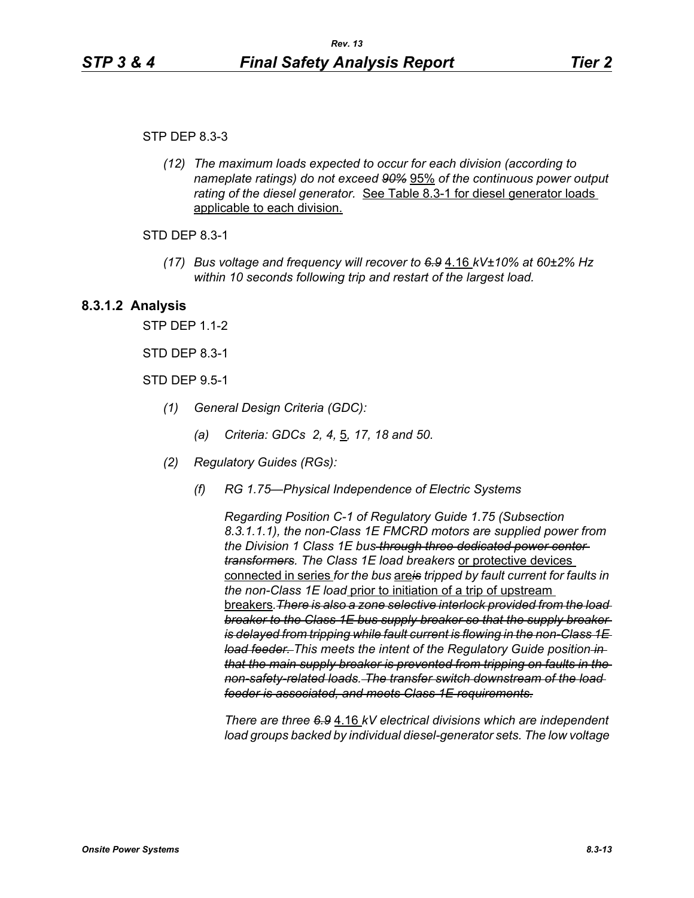STP DEP 8.3-3

*(12) The maximum loads expected to occur for each division (according to nameplate ratings) do not exceed ~~90%~~* 95% *of the continuous power output rating of the diesel generator.* See Table 8.3-1 for diesel generator loads applicable to each division.

STD DEP 8.3-1

*(17) Bus voltage and frequency will recover to ~~6.9~~* 4.16 *kV±10% at 60±2% Hz within 10 seconds following trip and restart of the largest load.*

### 8.3.1.2 Analysis

STP DEP 1.1-2

STD DEP 8.3-1

STD DEP 9.5-1

*(1) General Design Criteria (GDC):*

*(a) Criteria: GDCs 2, 4,* 5*, 17, 18 and 50.*

*(2) Regulatory Guides (RGs):*

*(f) RG 1.75—Physical Independence of Electric Systems*

*Regarding Position C-1 of Regulatory Guide 1.75 (Subsection 8.3.1.1.1), the non-Class 1E FMCRD motors are supplied power from the Division 1 Class 1E bus ~~through three dedicated power center transformers~~. The Class 1E load breakers* or protective devices connected in series *for the bus* are~~is~~ *tripped by fault current for faults in the non-Class 1E load* prior to initiation of a trip of upstream breakers*. ~~There is also a zone selective interlock provided from the load breaker to the Class 1E bus supply breaker so that the supply breaker is delayed from tripping while fault current is flowing in the non-Class 1E load feeder.~~ This meets the intent of the Regulatory Guide position ~~in that the main supply breaker is prevented from tripping on faults in the non-safety-related loads. The transfer switch downstream of the load feeder is associated, and meets Class 1E requirements.~~*

*There are three ~~6.9~~* 4.16 *kV electrical divisions which are independent load groups backed by individual diesel-generator sets. The low voltage*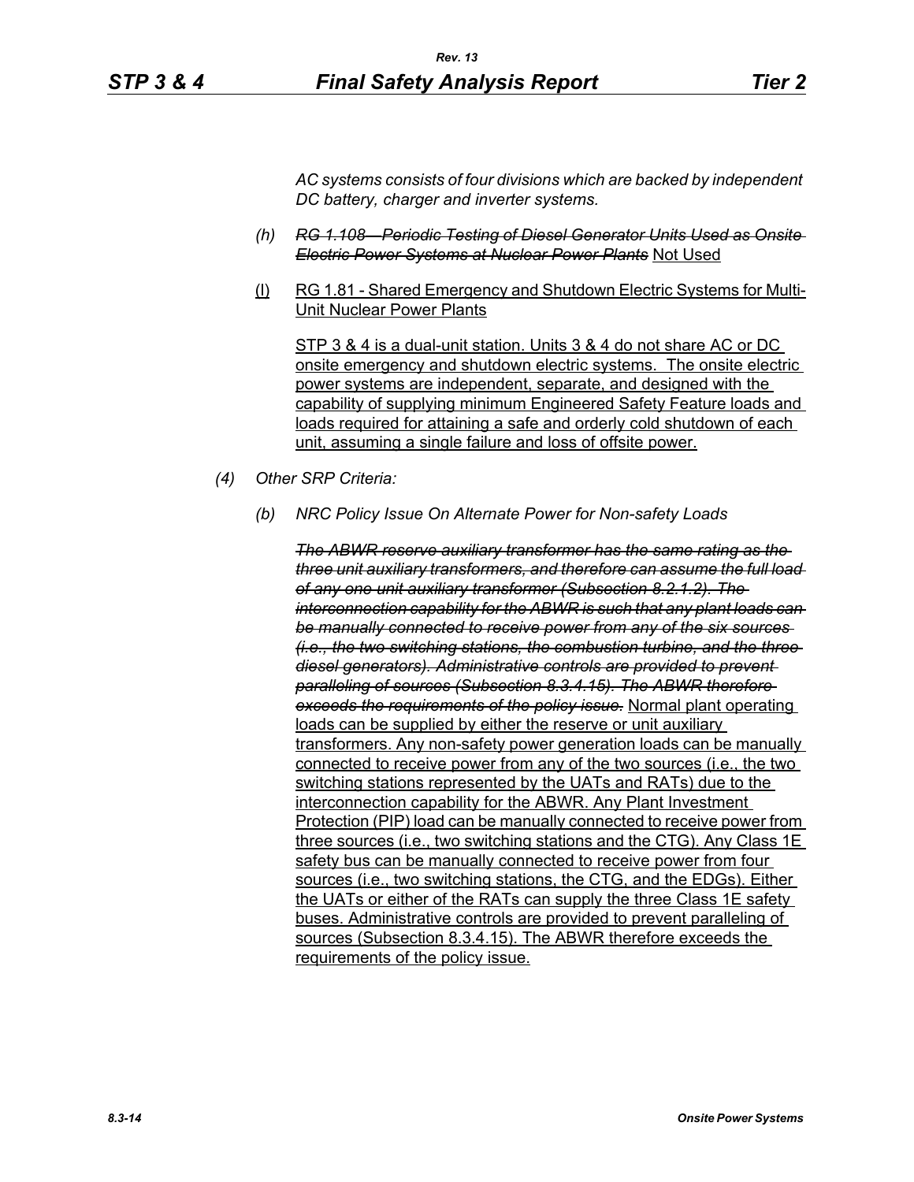*AC systems consists of four divisions which are backed by independent DC battery, charger and inverter systems.*

*(h)* ~~*RG 1.108—Periodic Testing of Diesel Generator Units Used as Onsite Electric Power Systems at Nuclear Power Plants*~~ <u>Not Used</u>

<u>(I)</u> <u>RG 1.81 - Shared Emergency and Shutdown Electric Systems for Multi-Unit Nuclear Power Plants</u>

<u>STP 3 & 4 is a dual-unit station. Units 3 & 4 do not share AC or DC onsite emergency and shutdown electric systems. The onsite electric power systems are independent, separate, and designed with the capability of supplying minimum Engineered Safety Feature loads and loads required for attaining a safe and orderly cold shutdown of each unit, assuming a single failure and loss of offsite power.</u>

*(4) Other SRP Criteria:*

*(b) NRC Policy Issue On Alternate Power for Non-safety Loads*

~~*The ABWR reserve auxiliary transformer has the same rating as the three unit auxiliary transformers, and therefore can assume the full load of any one unit auxiliary transformer (Subsection 8.2.1.2). The interconnection capability for the ABWR is such that any plant loads can be manually connected to receive power from any of the six sources (i.e., the two switching stations, the combustion turbine, and the three diesel generators). Administrative controls are provided to prevent paralleling of sources (Subsection 8.3.4.15). The ABWR therefore exceeds the requirements of the policy issue.*~~ <u>Normal plant operating loads can be supplied by either the reserve or unit auxiliary transformers. Any non-safety power generation loads can be manually connected to receive power from any of the two sources (i.e., the two switching stations represented by the UATs and RATs) due to the interconnection capability for the ABWR. Any Plant Investment Protection (PIP) load can be manually connected to receive power from three sources (i.e., two switching stations and the CTG). Any Class 1E safety bus can be manually connected to receive power from four sources (i.e., two switching stations, the CTG, and the EDGs). Either the UATs or either of the RATs can supply the three Class 1E safety buses. Administrative controls are provided to prevent paralleling of sources (Subsection 8.3.4.15). The ABWR therefore exceeds the requirements of the policy issue.</u>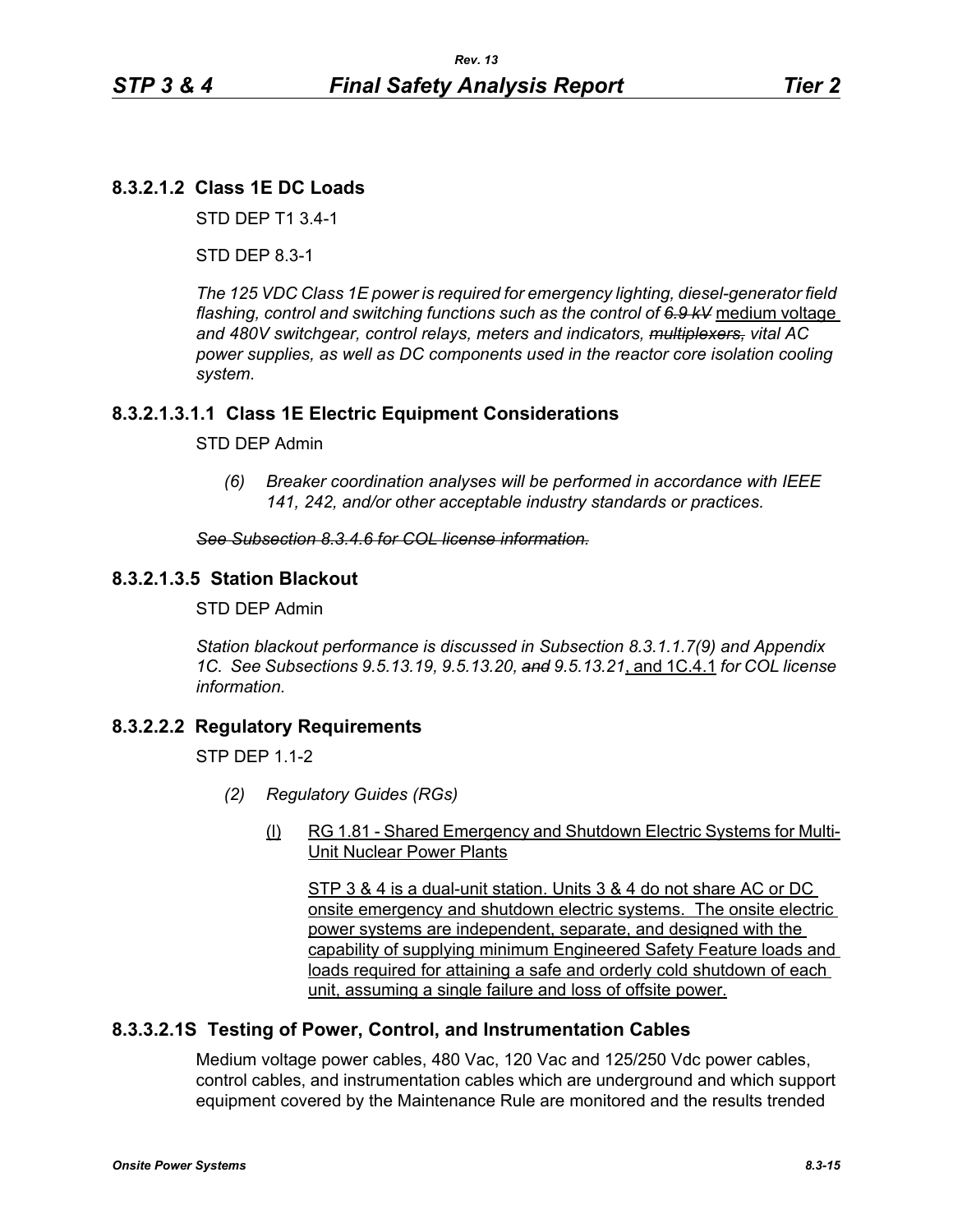## 8.3.2.1.2 Class 1E DC Loads

STD DEP T1 3.4-1

STD DEP 8.3-1

*The 125 VDC Class 1E power is required for emergency lighting, diesel-generator field flashing, control and switching functions such as the control of ~~6.9 kV~~* <u>medium voltage</u> *and 480V switchgear, control relays, meters and indicators, ~~multiplexers,~~ vital AC power supplies, as well as DC components used in the reactor core isolation cooling system.*

## 8.3.2.1.3.1.1 Class 1E Electric Equipment Considerations

STD DEP Admin

> *(6) Breaker coordination analyses will be performed in accordance with IEEE 141, 242, and/or other acceptable industry standards or practices.*

*~~See Subsection 8.3.4.6 for COL license information.~~*

## 8.3.2.1.3.5 Station Blackout

STD DEP Admin

*Station blackout performance is discussed in Subsection 8.3.1.1.7(9) and Appendix 1C. See Subsections 9.5.13.19, 9.5.13.20, ~~and~~ 9.5.13.21*<u>, and 1C.4.1</u> *for COL license information.*

## 8.3.2.2.2 Regulatory Requirements

STP DEP 1.1-2

*(2) Regulatory Guides (RGs)*

<u>(l)</u> <u>RG 1.81 - Shared Emergency and Shutdown Electric Systems for Multi-Unit Nuclear Power Plants</u>

<u>STP 3 & 4 is a dual-unit station. Units 3 & 4 do not share AC or DC onsite emergency and shutdown electric systems. The onsite electric power systems are independent, separate, and designed with the capability of supplying minimum Engineered Safety Feature loads and loads required for attaining a safe and orderly cold shutdown of each unit, assuming a single failure and loss of offsite power.</u>

## 8.3.3.2.1S Testing of Power, Control, and Instrumentation Cables

Medium voltage power cables, 480 Vac, 120 Vac and 125/250 Vdc power cables, control cables, and instrumentation cables which are underground and which support equipment covered by the Maintenance Rule are monitored and the results trended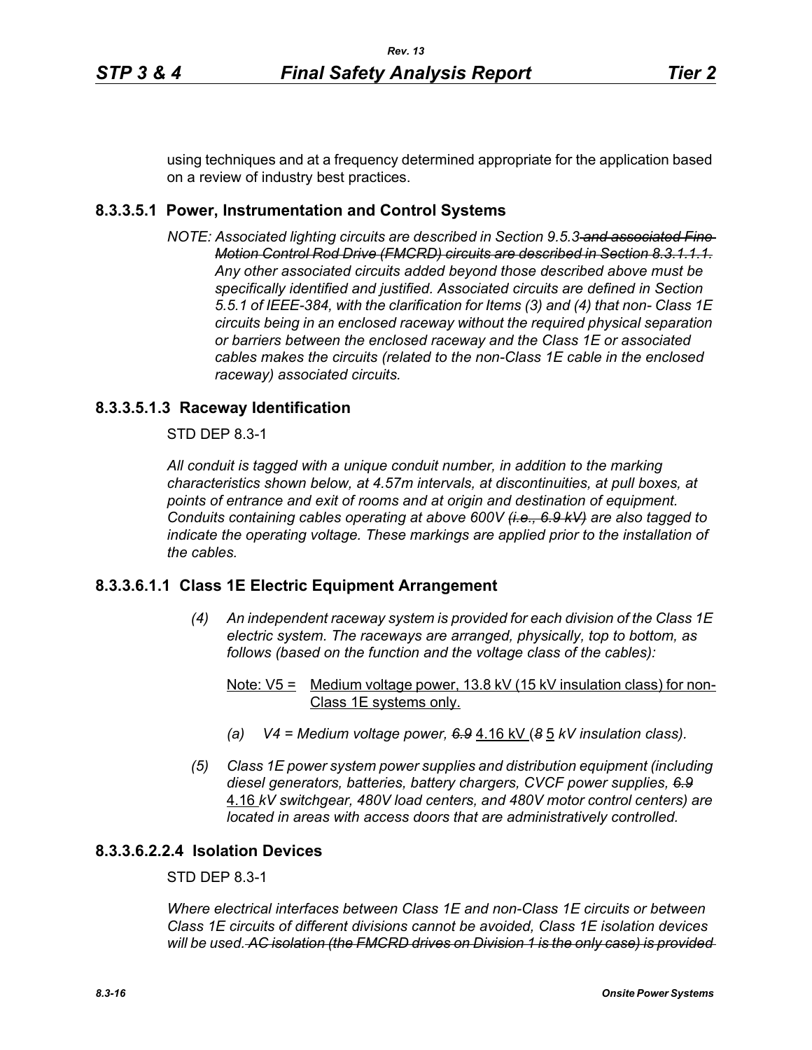using techniques and at a frequency determined appropriate for the application based on a review of industry best practices.

### 8.3.3.5.1 Power, Instrumentation and Control Systems

*NOTE: Associated lighting circuits are described in Section 9.5.3 ~~and associated Fine Motion Control Rod Drive (FMCRD) circuits are described in Section 8.3.1.1.1.~~ Any other associated circuits added beyond those described above must be specifically identified and justified. Associated circuits are defined in Section 5.5.1 of IEEE-384, with the clarification for Items (3) and (4) that non- Class 1E circuits being in an enclosed raceway without the required physical separation or barriers between the enclosed raceway and the Class 1E or associated cables makes the circuits (related to the non-Class 1E cable in the enclosed raceway) associated circuits.*

### 8.3.3.5.1.3 Raceway Identification

STD DEP 8.3-1

*All conduit is tagged with a unique conduit number, in addition to the marking characteristics shown below, at 4.57m intervals, at discontinuities, at pull boxes, at points of entrance and exit of rooms and at origin and destination of equipment. Conduits containing cables operating at above 600V ~~(i.e., 6.9 kV)~~ are also tagged to indicate the operating voltage. These markings are applied prior to the installation of the cables.*

### 8.3.3.6.1.1 Class 1E Electric Equipment Arrangement

*(4) An independent raceway system is provided for each division of the Class 1E electric system. The raceways are arranged, physically, top to bottom, as follows (based on the function and the voltage class of the cables):*

Note: V5 = <u>Medium voltage power, 13.8 kV (15 kV insulation class) for non-Class 1E systems only.</u>

*(a) V4 = Medium voltage power, ~~6.9~~* <u>4.16 kV</u> *(~~8~~* <u>5</u> *kV insulation class).*

*(5) Class 1E power system power supplies and distribution equipment (including diesel generators, batteries, battery chargers, CVCF power supplies, ~~6.9~~* <u>4.16</u> *kV switchgear, 480V load centers, and 480V motor control centers) are located in areas with access doors that are administratively controlled.*

### 8.3.3.6.2.2.4 Isolation Devices

STD DEP 8.3-1

*Where electrical interfaces between Class 1E and non-Class 1E circuits or between Class 1E circuits of different divisions cannot be avoided, Class 1E isolation devices will be used. ~~AC isolation (the FMCRD drives on Division 1 is the only case) is provided~~*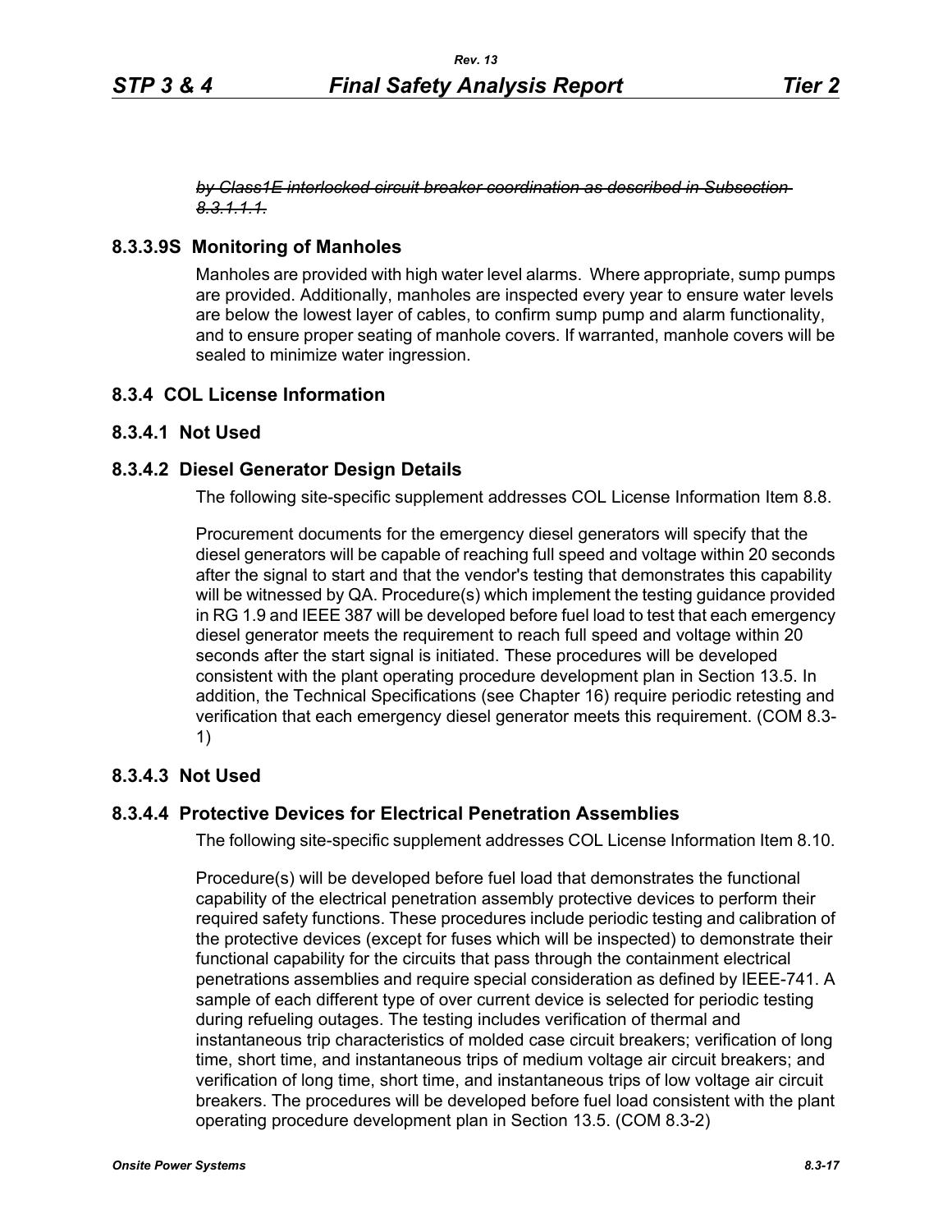~~*by Class1E interlocked circuit breaker coordination as described in Subsection 8.3.1.1.1.*~~

### 8.3.3.9S Monitoring of Manholes

Manholes are provided with high water level alarms. Where appropriate, sump pumps are provided. Additionally, manholes are inspected every year to ensure water levels are below the lowest layer of cables, to confirm sump pump and alarm functionality, and to ensure proper seating of manhole covers. If warranted, manhole covers will be sealed to minimize water ingression.

## 8.3.4 COL License Information

### 8.3.4.1 Not Used

### 8.3.4.2 Diesel Generator Design Details

The following site-specific supplement addresses COL License Information Item 8.8.

Procurement documents for the emergency diesel generators will specify that the diesel generators will be capable of reaching full speed and voltage within 20 seconds after the signal to start and that the vendor's testing that demonstrates this capability will be witnessed by QA. Procedure(s) which implement the testing guidance provided in RG 1.9 and IEEE 387 will be developed before fuel load to test that each emergency diesel generator meets the requirement to reach full speed and voltage within 20 seconds after the start signal is initiated. These procedures will be developed consistent with the plant operating procedure development plan in Section 13.5. In addition, the Technical Specifications (see Chapter 16) require periodic retesting and verification that each emergency diesel generator meets this requirement. (COM 8.3-1)

### 8.3.4.3 Not Used

### 8.3.4.4 Protective Devices for Electrical Penetration Assemblies

The following site-specific supplement addresses COL License Information Item 8.10.

Procedure(s) will be developed before fuel load that demonstrates the functional capability of the electrical penetration assembly protective devices to perform their required safety functions. These procedures include periodic testing and calibration of the protective devices (except for fuses which will be inspected) to demonstrate their functional capability for the circuits that pass through the containment electrical penetrations assemblies and require special consideration as defined by IEEE-741. A sample of each different type of over current device is selected for periodic testing during refueling outages. The testing includes verification of thermal and instantaneous trip characteristics of molded case circuit breakers; verification of long time, short time, and instantaneous trips of medium voltage air circuit breakers; and verification of long time, short time, and instantaneous trips of low voltage air circuit breakers. The procedures will be developed before fuel load consistent with the plant operating procedure development plan in Section 13.5. (COM 8.3-2)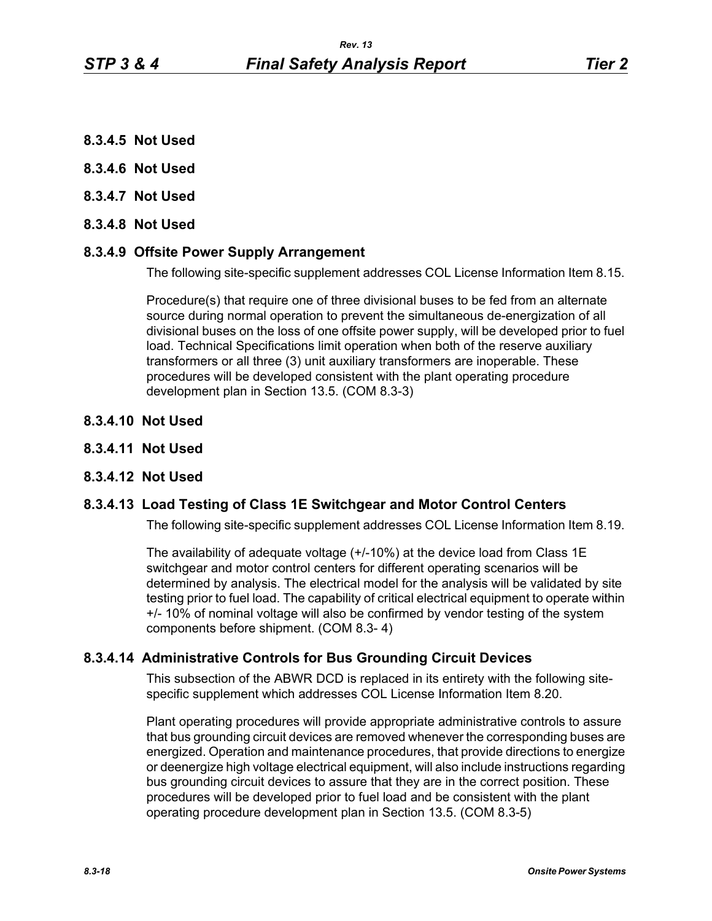### 8.3.4.5 Not Used

### 8.3.4.6 Not Used

### 8.3.4.7 Not Used

### 8.3.4.8 Not Used

### 8.3.4.9 Offsite Power Supply Arrangement

The following site-specific supplement addresses COL License Information Item 8.15.

Procedure(s) that require one of three divisional buses to be fed from an alternate source during normal operation to prevent the simultaneous de-energization of all divisional buses on the loss of one offsite power supply, will be developed prior to fuel load. Technical Specifications limit operation when both of the reserve auxiliary transformers or all three (3) unit auxiliary transformers are inoperable. These procedures will be developed consistent with the plant operating procedure development plan in Section 13.5. (COM 8.3-3)

### 8.3.4.10 Not Used

### 8.3.4.11 Not Used

### 8.3.4.12 Not Used

### 8.3.4.13 Load Testing of Class 1E Switchgear and Motor Control Centers

The following site-specific supplement addresses COL License Information Item 8.19.

The availability of adequate voltage (+/-10%) at the device load from Class 1E switchgear and motor control centers for different operating scenarios will be determined by analysis. The electrical model for the analysis will be validated by site testing prior to fuel load. The capability of critical electrical equipment to operate within +/- 10% of nominal voltage will also be confirmed by vendor testing of the system components before shipment. (COM 8.3- 4)

### 8.3.4.14 Administrative Controls for Bus Grounding Circuit Devices

This subsection of the ABWR DCD is replaced in its entirety with the following site-specific supplement which addresses COL License Information Item 8.20.

Plant operating procedures will provide appropriate administrative controls to assure that bus grounding circuit devices are removed whenever the corresponding buses are energized. Operation and maintenance procedures, that provide directions to energize or deenergize high voltage electrical equipment, will also include instructions regarding bus grounding circuit devices to assure that they are in the correct position. These procedures will be developed prior to fuel load and be consistent with the plant operating procedure development plan in Section 13.5. (COM 8.3-5)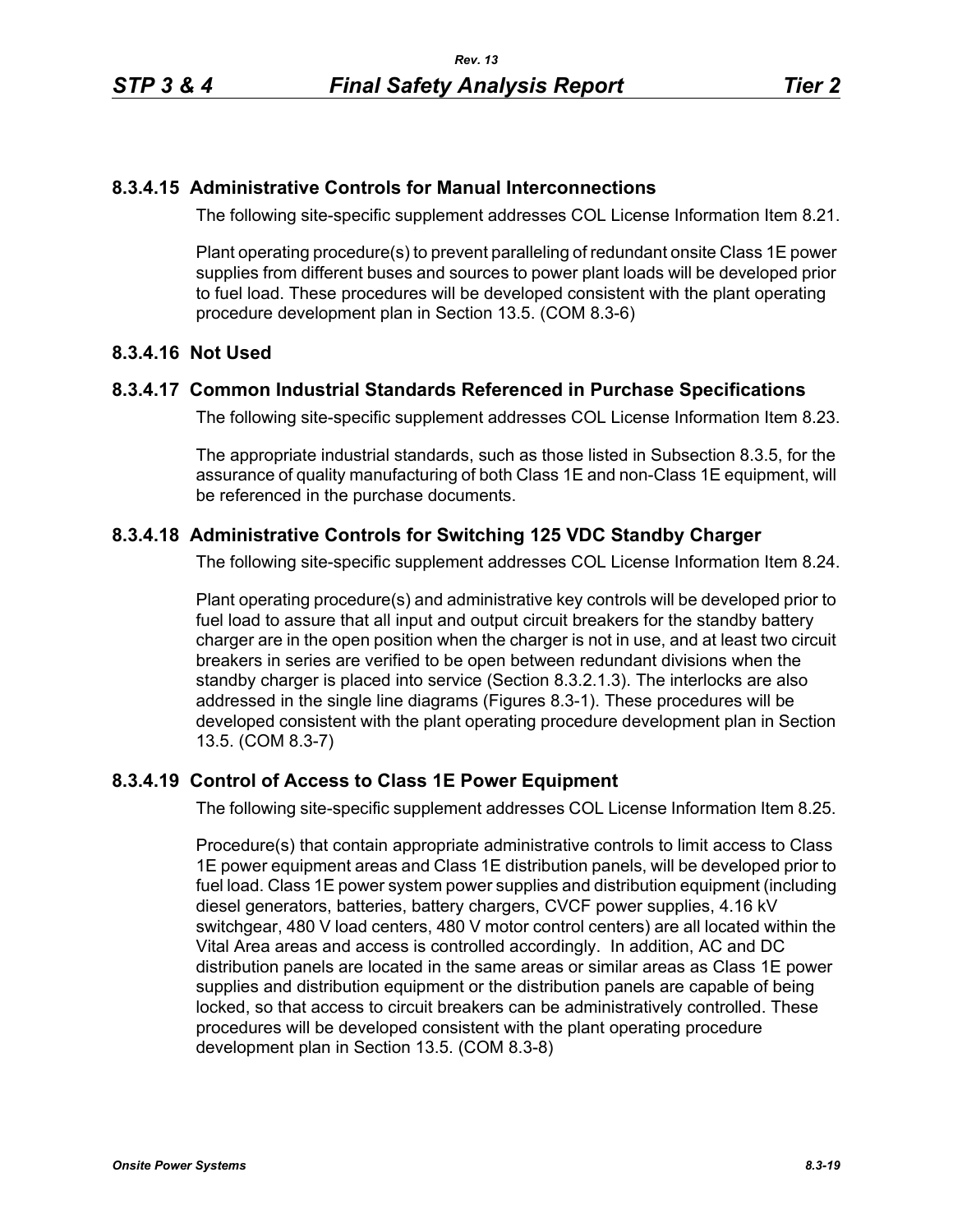### 8.3.4.15 Administrative Controls for Manual Interconnections

The following site-specific supplement addresses COL License Information Item 8.21.

Plant operating procedure(s) to prevent paralleling of redundant onsite Class 1E power supplies from different buses and sources to power plant loads will be developed prior to fuel load. These procedures will be developed consistent with the plant operating procedure development plan in Section 13.5. (COM 8.3-6)

### 8.3.4.16 Not Used

### 8.3.4.17 Common Industrial Standards Referenced in Purchase Specifications

The following site-specific supplement addresses COL License Information Item 8.23.

The appropriate industrial standards, such as those listed in Subsection 8.3.5, for the assurance of quality manufacturing of both Class 1E and non-Class 1E equipment, will be referenced in the purchase documents.

### 8.3.4.18 Administrative Controls for Switching 125 VDC Standby Charger

The following site-specific supplement addresses COL License Information Item 8.24.

Plant operating procedure(s) and administrative key controls will be developed prior to fuel load to assure that all input and output circuit breakers for the standby battery charger are in the open position when the charger is not in use, and at least two circuit breakers in series are verified to be open between redundant divisions when the standby charger is placed into service (Section 8.3.2.1.3). The interlocks are also addressed in the single line diagrams (Figures 8.3-1). These procedures will be developed consistent with the plant operating procedure development plan in Section 13.5. (COM 8.3-7)

### 8.3.4.19 Control of Access to Class 1E Power Equipment

The following site-specific supplement addresses COL License Information Item 8.25.

Procedure(s) that contain appropriate administrative controls to limit access to Class 1E power equipment areas and Class 1E distribution panels, will be developed prior to fuel load. Class 1E power system power supplies and distribution equipment (including diesel generators, batteries, battery chargers, CVCF power supplies, 4.16 kV switchgear, 480 V load centers, 480 V motor control centers) are all located within the Vital Area areas and access is controlled accordingly. In addition, AC and DC distribution panels are located in the same areas or similar areas as Class 1E power supplies and distribution equipment or the distribution panels are capable of being locked, so that access to circuit breakers can be administratively controlled. These procedures will be developed consistent with the plant operating procedure development plan in Section 13.5. (COM 8.3-8)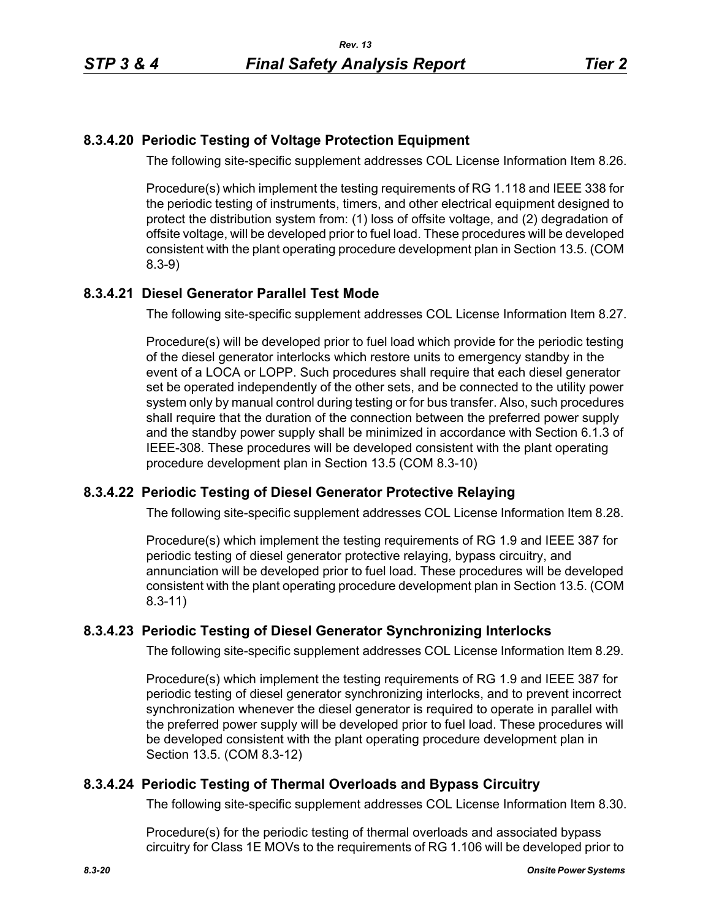### 8.3.4.20 Periodic Testing of Voltage Protection Equipment

The following site-specific supplement addresses COL License Information Item 8.26.

Procedure(s) which implement the testing requirements of RG 1.118 and IEEE 338 for the periodic testing of instruments, timers, and other electrical equipment designed to protect the distribution system from: (1) loss of offsite voltage, and (2) degradation of offsite voltage, will be developed prior to fuel load. These procedures will be developed consistent with the plant operating procedure development plan in Section 13.5. (COM 8.3-9)

### 8.3.4.21 Diesel Generator Parallel Test Mode

The following site-specific supplement addresses COL License Information Item 8.27.

Procedure(s) will be developed prior to fuel load which provide for the periodic testing of the diesel generator interlocks which restore units to emergency standby in the event of a LOCA or LOPP. Such procedures shall require that each diesel generator set be operated independently of the other sets, and be connected to the utility power system only by manual control during testing or for bus transfer. Also, such procedures shall require that the duration of the connection between the preferred power supply and the standby power supply shall be minimized in accordance with Section 6.1.3 of IEEE-308. These procedures will be developed consistent with the plant operating procedure development plan in Section 13.5 (COM 8.3-10)

### 8.3.4.22 Periodic Testing of Diesel Generator Protective Relaying

The following site-specific supplement addresses COL License Information Item 8.28.

Procedure(s) which implement the testing requirements of RG 1.9 and IEEE 387 for periodic testing of diesel generator protective relaying, bypass circuitry, and annunciation will be developed prior to fuel load. These procedures will be developed consistent with the plant operating procedure development plan in Section 13.5. (COM 8.3-11)

### 8.3.4.23 Periodic Testing of Diesel Generator Synchronizing Interlocks

The following site-specific supplement addresses COL License Information Item 8.29.

Procedure(s) which implement the testing requirements of RG 1.9 and IEEE 387 for periodic testing of diesel generator synchronizing interlocks, and to prevent incorrect synchronization whenever the diesel generator is required to operate in parallel with the preferred power supply will be developed prior to fuel load. These procedures will be developed consistent with the plant operating procedure development plan in Section 13.5. (COM 8.3-12)

### 8.3.4.24 Periodic Testing of Thermal Overloads and Bypass Circuitry

The following site-specific supplement addresses COL License Information Item 8.30.

Procedure(s) for the periodic testing of thermal overloads and associated bypass circuitry for Class 1E MOVs to the requirements of RG 1.106 will be developed prior to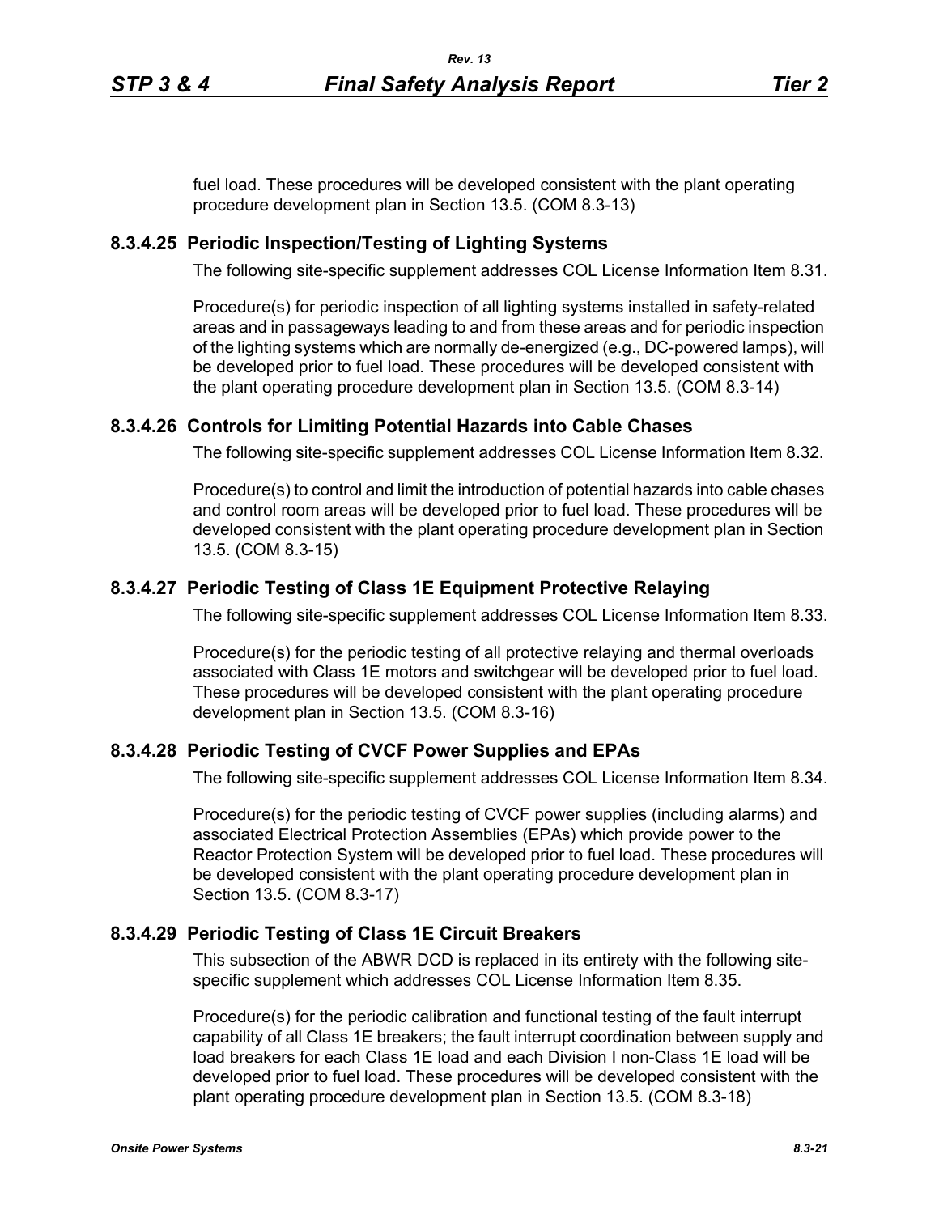fuel load. These procedures will be developed consistent with the plant operating procedure development plan in Section 13.5. (COM 8.3-13)

### 8.3.4.25 Periodic Inspection/Testing of Lighting Systems

The following site-specific supplement addresses COL License Information Item 8.31.

Procedure(s) for periodic inspection of all lighting systems installed in safety-related areas and in passageways leading to and from these areas and for periodic inspection of the lighting systems which are normally de-energized (e.g., DC-powered lamps), will be developed prior to fuel load. These procedures will be developed consistent with the plant operating procedure development plan in Section 13.5. (COM 8.3-14)

### 8.3.4.26 Controls for Limiting Potential Hazards into Cable Chases

The following site-specific supplement addresses COL License Information Item 8.32.

Procedure(s) to control and limit the introduction of potential hazards into cable chases and control room areas will be developed prior to fuel load. These procedures will be developed consistent with the plant operating procedure development plan in Section 13.5. (COM 8.3-15)

### 8.3.4.27 Periodic Testing of Class 1E Equipment Protective Relaying

The following site-specific supplement addresses COL License Information Item 8.33.

Procedure(s) for the periodic testing of all protective relaying and thermal overloads associated with Class 1E motors and switchgear will be developed prior to fuel load. These procedures will be developed consistent with the plant operating procedure development plan in Section 13.5. (COM 8.3-16)

### 8.3.4.28 Periodic Testing of CVCF Power Supplies and EPAs

The following site-specific supplement addresses COL License Information Item 8.34.

Procedure(s) for the periodic testing of CVCF power supplies (including alarms) and associated Electrical Protection Assemblies (EPAs) which provide power to the Reactor Protection System will be developed prior to fuel load. These procedures will be developed consistent with the plant operating procedure development plan in Section 13.5. (COM 8.3-17)

### 8.3.4.29 Periodic Testing of Class 1E Circuit Breakers

This subsection of the ABWR DCD is replaced in its entirety with the following site-specific supplement which addresses COL License Information Item 8.35.

Procedure(s) for the periodic calibration and functional testing of the fault interrupt capability of all Class 1E breakers; the fault interrupt coordination between supply and load breakers for each Class 1E load and each Division I non-Class 1E load will be developed prior to fuel load. These procedures will be developed consistent with the plant operating procedure development plan in Section 13.5. (COM 8.3-18)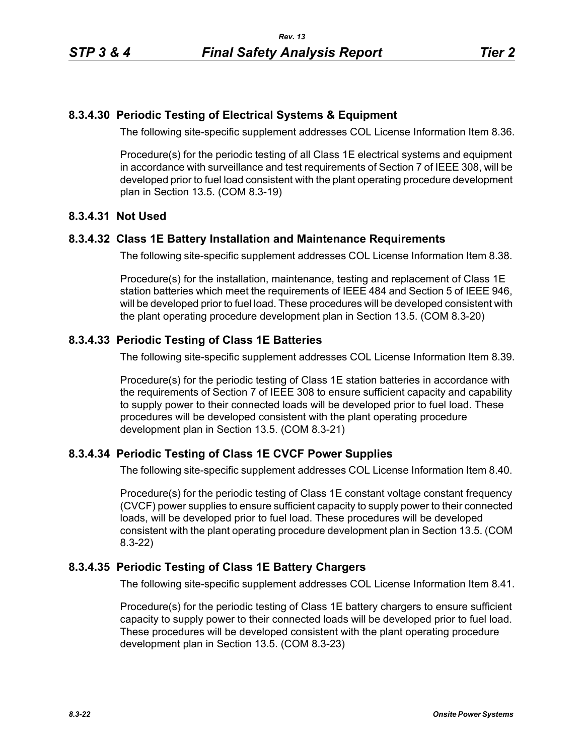### 8.3.4.30 Periodic Testing of Electrical Systems & Equipment

The following site-specific supplement addresses COL License Information Item 8.36.

Procedure(s) for the periodic testing of all Class 1E electrical systems and equipment in accordance with surveillance and test requirements of Section 7 of IEEE 308, will be developed prior to fuel load consistent with the plant operating procedure development plan in Section 13.5. (COM 8.3-19)

### 8.3.4.31 Not Used

### 8.3.4.32 Class 1E Battery Installation and Maintenance Requirements

The following site-specific supplement addresses COL License Information Item 8.38.

Procedure(s) for the installation, maintenance, testing and replacement of Class 1E station batteries which meet the requirements of IEEE 484 and Section 5 of IEEE 946, will be developed prior to fuel load. These procedures will be developed consistent with the plant operating procedure development plan in Section 13.5. (COM 8.3-20)

### 8.3.4.33 Periodic Testing of Class 1E Batteries

The following site-specific supplement addresses COL License Information Item 8.39.

Procedure(s) for the periodic testing of Class 1E station batteries in accordance with the requirements of Section 7 of IEEE 308 to ensure sufficient capacity and capability to supply power to their connected loads will be developed prior to fuel load. These procedures will be developed consistent with the plant operating procedure development plan in Section 13.5. (COM 8.3-21)

### 8.3.4.34 Periodic Testing of Class 1E CVCF Power Supplies

The following site-specific supplement addresses COL License Information Item 8.40.

Procedure(s) for the periodic testing of Class 1E constant voltage constant frequency (CVCF) power supplies to ensure sufficient capacity to supply power to their connected loads, will be developed prior to fuel load. These procedures will be developed consistent with the plant operating procedure development plan in Section 13.5. (COM 8.3-22)

### 8.3.4.35 Periodic Testing of Class 1E Battery Chargers

The following site-specific supplement addresses COL License Information Item 8.41.

Procedure(s) for the periodic testing of Class 1E battery chargers to ensure sufficient capacity to supply power to their connected loads will be developed prior to fuel load. These procedures will be developed consistent with the plant operating procedure development plan in Section 13.5. (COM 8.3-23)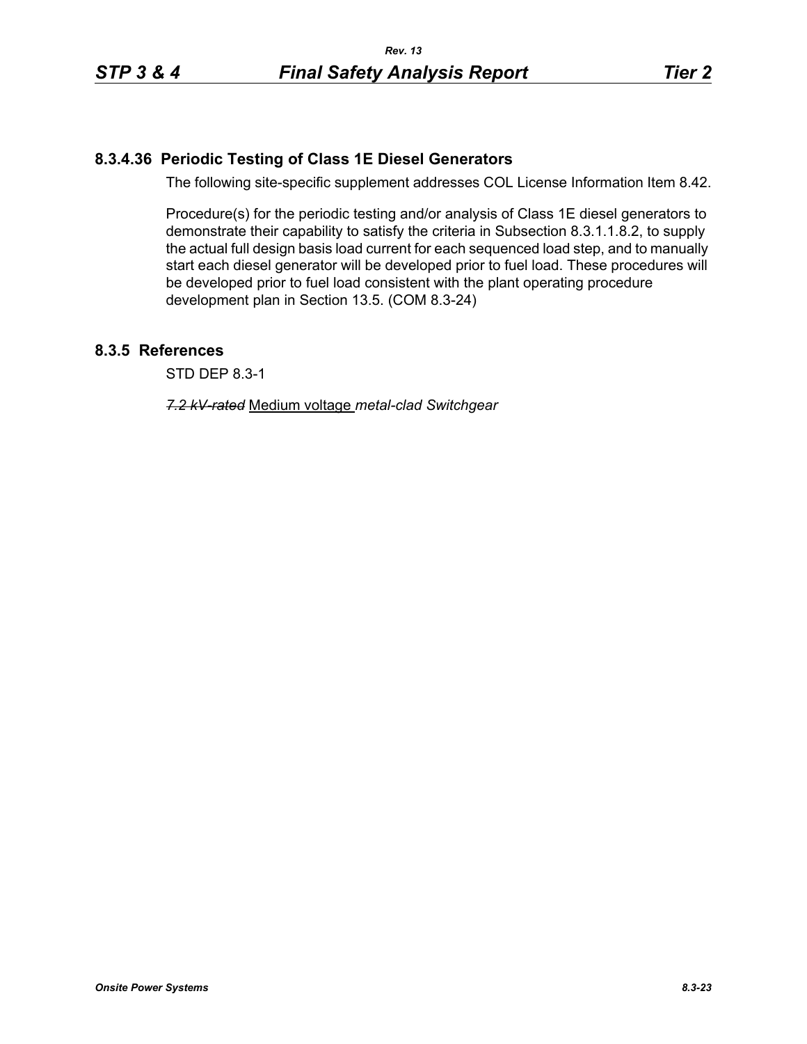### 8.3.4.36 Periodic Testing of Class 1E Diesel Generators

The following site-specific supplement addresses COL License Information Item 8.42.

Procedure(s) for the periodic testing and/or analysis of Class 1E diesel generators to demonstrate their capability to satisfy the criteria in Subsection 8.3.1.1.8.2, to supply the actual full design basis load current for each sequenced load step, and to manually start each diesel generator will be developed prior to fuel load. These procedures will be developed prior to fuel load consistent with the plant operating procedure development plan in Section 13.5. (COM 8.3-24)

## 8.3.5 References

STD DEP 8.3-1

*~~7.2 kV-rated~~* Medium voltage *metal-clad Switchgear*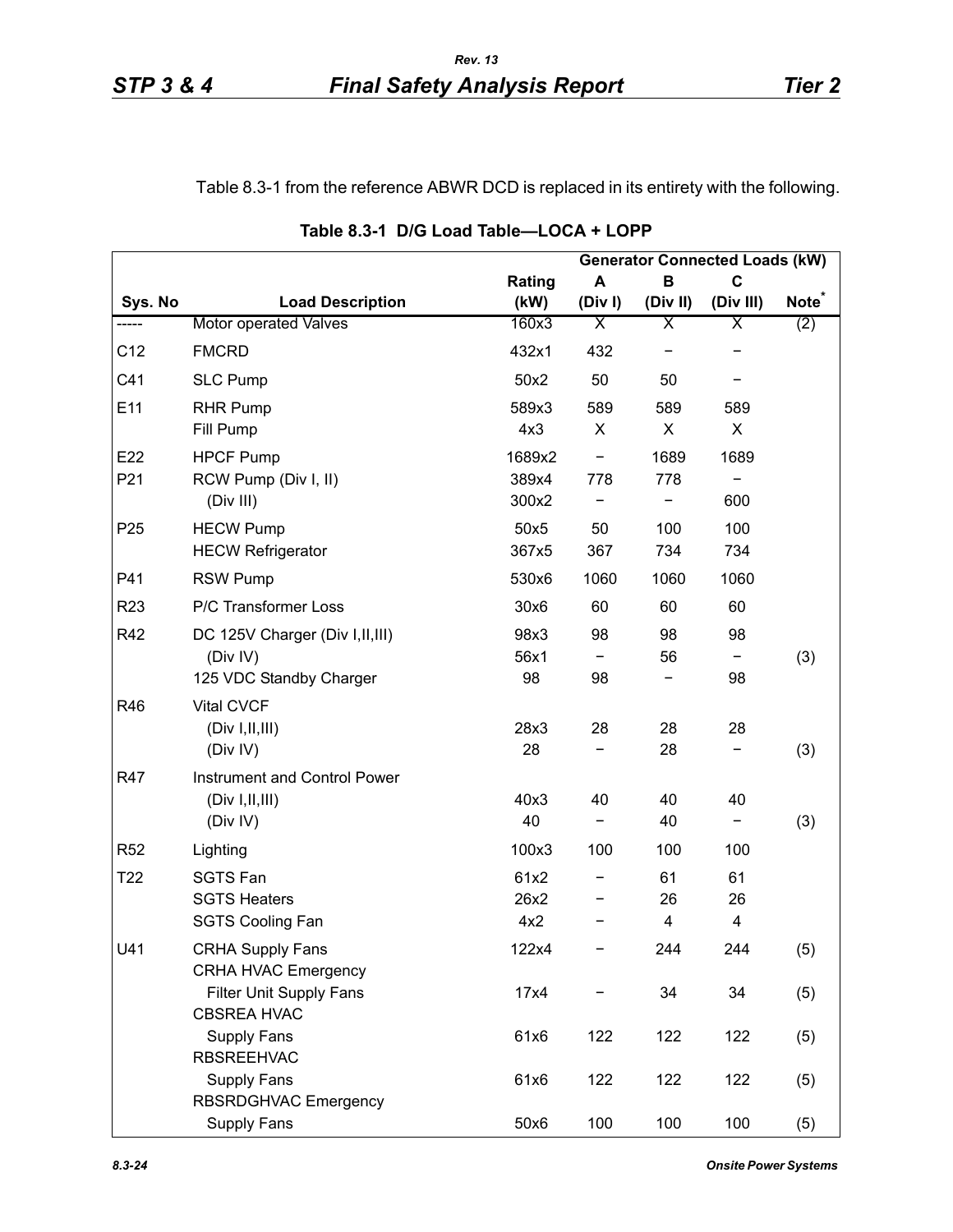Table 8.3-1 from the reference ABWR DCD is replaced in its entirety with the following.

**Table 8.3-1 D/G Load Table—LOCA + LOPP**

| | | | Generator Connected Loads (kW) | | | |
|---|---|---|---|---|---|---|
| Sys. No | Load Description | Rating (kW) | A (Div I) | B (Div II) | C (Div III) | Note* |
| ----- | Motor operated Valves | 160x3 | X | X | X | (2) |
| C12 | FMCRD | 432x1 | 432 | − | − | |
| C41 | SLC Pump | 50x2 | 50 | 50 | − | |
| E11 | RHR Pump | 589x3 | 589 | 589 | 589 | |
| | Fill Pump | 4x3 | X | X | X | |
| E22 | HPCF Pump | 1689x2 | − | 1689 | 1689 | |
| P21 | RCW Pump (Div I, II) | 389x4 | 778 | 778 | − | |
| | (Div III) | 300x2 | − | − | 600 | |
| P25 | HECW Pump | 50x5 | 50 | 100 | 100 | |
| | HECW Refrigerator | 367x5 | 367 | 734 | 734 | |
| P41 | RSW Pump | 530x6 | 1060 | 1060 | 1060 | |
| R23 | P/C Transformer Loss | 30x6 | 60 | 60 | 60 | |
| R42 | DC 125V Charger (Div I,II,III) | 98x3 | 98 | 98 | 98 | |
| | (Div IV) | 56x1 | − | 56 | − | (3) |
| | 125 VDC Standby Charger | 98 | 98 | − | 98 | |
| R46 | Vital CVCF | | | | | |
| | (Div I,II,III) | 28x3 | 28 | 28 | 28 | |
| | (Div IV) | 28 | − | 28 | − | (3) |
| R47 | Instrument and Control Power | | | | | |
| | (Div I,II,III) | 40x3 | 40 | 40 | 40 | |
| | (Div IV) | 40 | − | 40 | − | (3) |
| R52 | Lighting | 100x3 | 100 | 100 | 100 | |
| T22 | SGTS Fan | 61x2 | − | 61 | 61 | |
| | SGTS Heaters | 26x2 | − | 26 | 26 | |
| | SGTS Cooling Fan | 4x2 | − | 4 | 4 | |
| U41 | CRHA Supply Fans | 122x4 | − | 244 | 244 | (5) |
| | CRHA HVAC Emergency Filter Unit Supply Fans | 17x4 | − | 34 | 34 | (5) |
| | CBSREA HVAC Supply Fans | 61x6 | 122 | 122 | 122 | (5) |
| | RBSREEHVAC Supply Fans | 61x6 | 122 | 122 | 122 | (5) |
| | RBSRDGHVAC Emergency Supply Fans | 50x6 | 100 | 100 | 100 | (5) |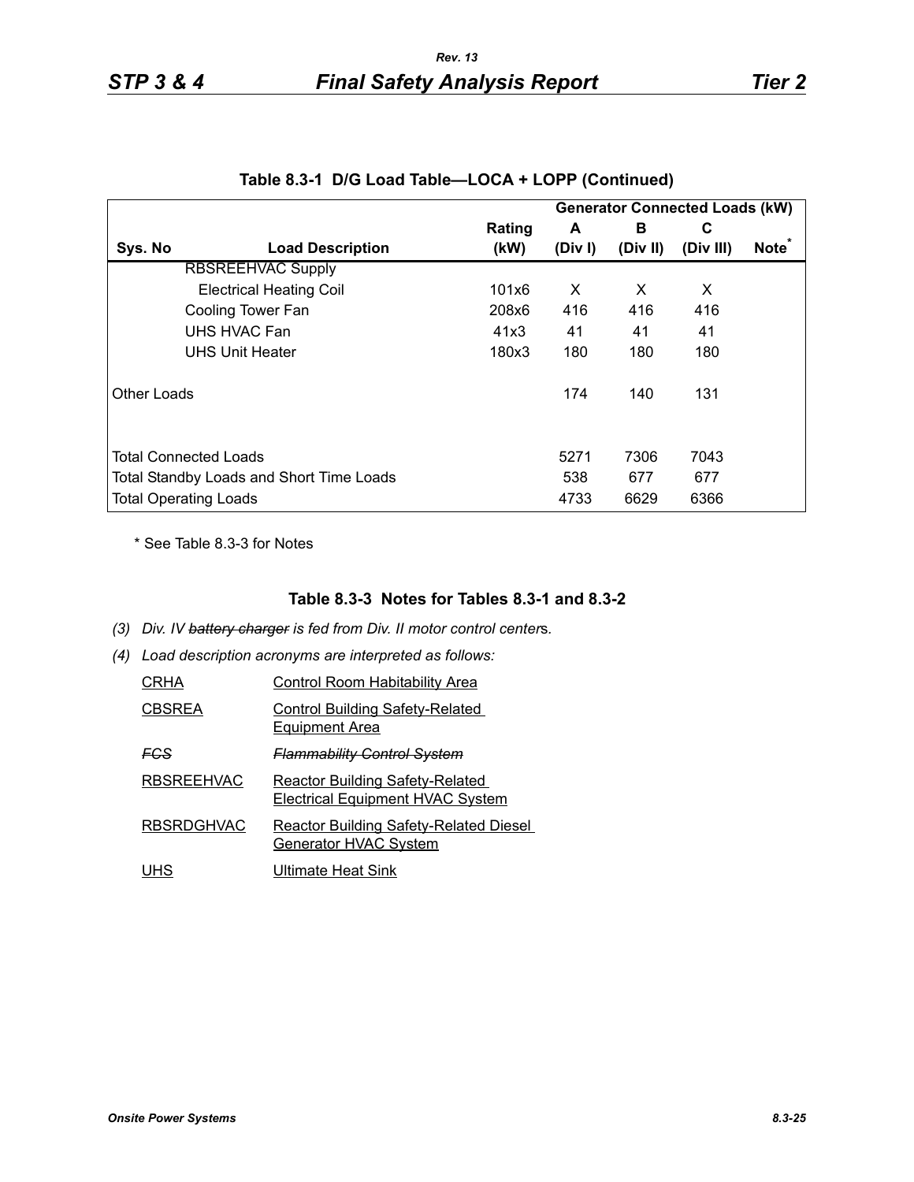### Table 8.3-1 D/G Load Table—LOCA + LOPP (Continued)

| Sys. No | Load Description | Rating (kW) | Generator Connected Loads (kW) A (Div I) | B (Div II) | C (Div III) | Note* |
|---|---|---|---|---|---|---|
| | RBSREEHVAC Supply | | | | | |
| | Electrical Heating Coil | 101x6 | X | X | X | |
| | Cooling Tower Fan | 208x6 | 416 | 416 | 416 | |
| | UHS HVAC Fan | 41x3 | 41 | 41 | 41 | |
| | UHS Unit Heater | 180x3 | 180 | 180 | 180 | |
| Other Loads | | | 174 | 140 | 131 | |
| Total Connected Loads | | | 5271 | 7306 | 7043 | |
| Total Standby Loads and Short Time Loads | | | 538 | 677 | 677 | |
| Total Operating Loads | | | 4733 | 6629 | 6366 | |

\* See Table 8.3-3 for Notes

### Table 8.3-3 Notes for Tables 8.3-1 and 8.3-2

*(3) Div. IV ~~battery charger~~ is fed from Div. II motor control centers.*

*(4) Load description acronyms are interpreted as follows:*

| | |
|---|---|
| CRHA | Control Room Habitability Area |
| CBSREA | Control Building Safety-Related Equipment Area |
| ~~*FCS*~~ | ~~*Flammability Control System*~~ |
| RBSREEHVAC | Reactor Building Safety-Related Electrical Equipment HVAC System |
| RBSRDGHVAC | Reactor Building Safety-Related Diesel Generator HVAC System |
| UHS | Ultimate Heat Sink |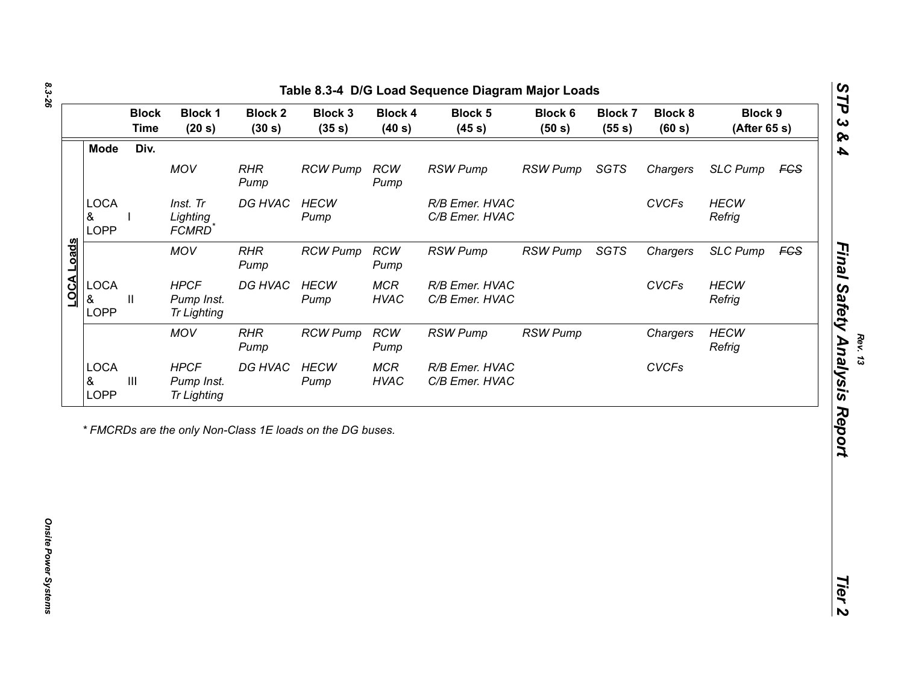# Table 8.3-4 D/G Load Sequence Diagram Major Loads

| | Mode | Div. | Block 1 (20 s) | Block 2 (30 s) | Block 3 (35 s) | Block 4 (40 s) | Block 5 (45 s) | Block 6 (50 s) | Block 7 (55 s) | Block 8 (60 s) | Block 9 (After 65 s) | |
|---|---|---|---|---|---|---|---|---|---|---|---|---|
| LOCA Loads | | | *MOV* | *RHR Pump* | *RCW Pump* | *RCW Pump* | *RSW Pump* | *RSW Pump* | *SGTS* | *Chargers* | *SLC Pump* | ~~*FCS*~~ |
| | LOCA & LOPP | I | *Inst. Tr Lighting FCMRD* * | *DG HVAC* | *HECW Pump* | | *R/B Emer. HVAC C/B Emer. HVAC* | | | *CVCFs* | *HECW Refrig* | |
| | | | *MOV* | *RHR Pump* | *RCW Pump* | *RCW Pump* | *RSW Pump* | *RSW Pump* | *SGTS* | *Chargers* | *SLC Pump* | ~~*FCS*~~ |
| | LOCA & LOPP | II | *HPCF Pump Inst. Tr Lighting* | *DG HVAC* | *HECW Pump* | *MCR HVAC* | *R/B Emer. HVAC C/B Emer. HVAC* | | | *CVCFs* | *HECW Refrig* | |
| | | | *MOV* | *RHR Pump* | *RCW Pump* | *RCW Pump* | *RSW Pump* | *RSW Pump* | | *Chargers* | *HECW Refrig* | |
| | LOCA & LOPP | III | *HPCF Pump Inst. Tr Lighting* | *DG HVAC* | *HECW Pump* | *MCR HVAC* | *R/B Emer. HVAC C/B Emer. HVAC* | | | *CVCFs* | | |

*\* FMCRDs are the only Non-Class 1E loads on the DG buses.*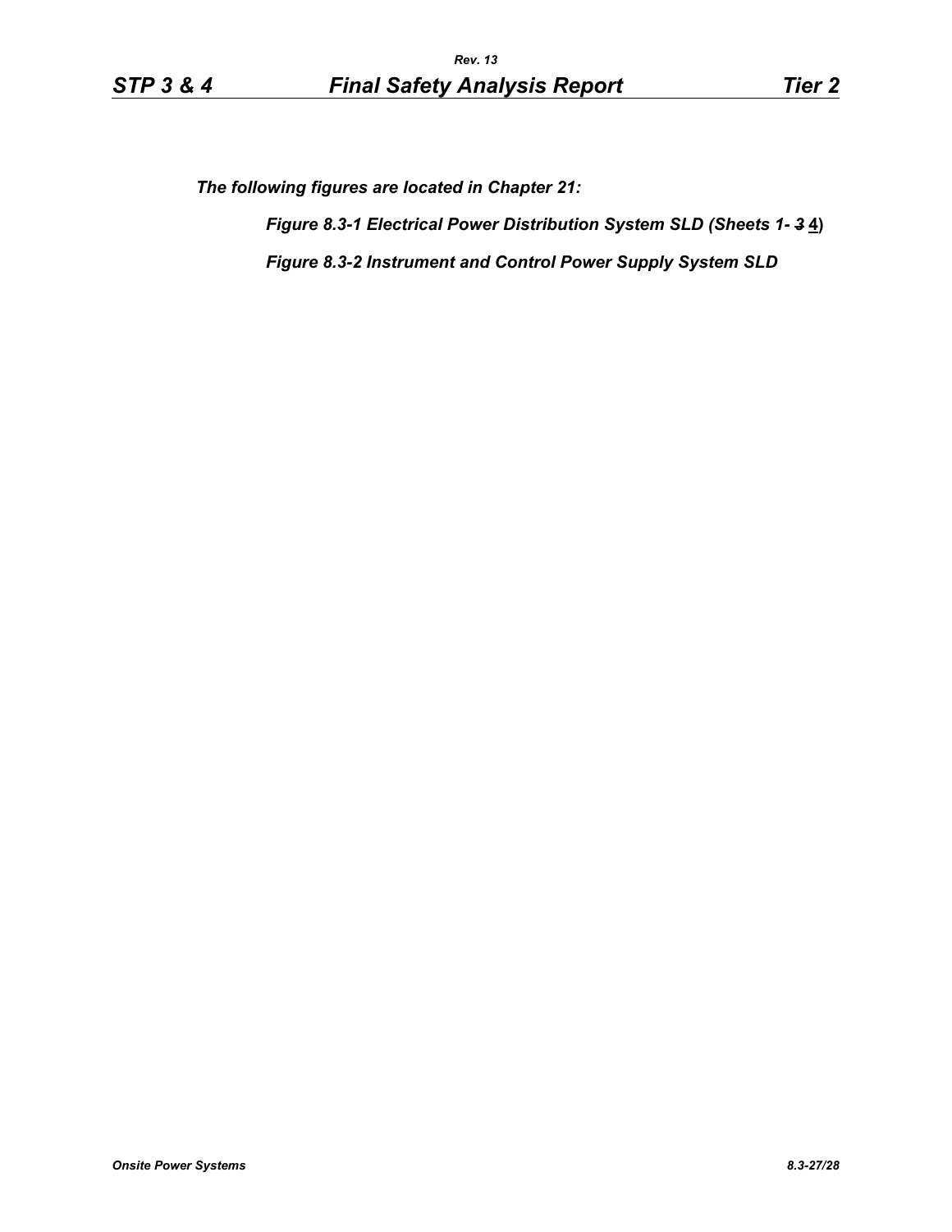*The following figures are located in Chapter 21:*

*Figure 8.3-1 Electrical Power Distribution System SLD (Sheets 1- ~~3~~ 4)*

*Figure 8.3-2 Instrument and Control Power Supply System SLD*